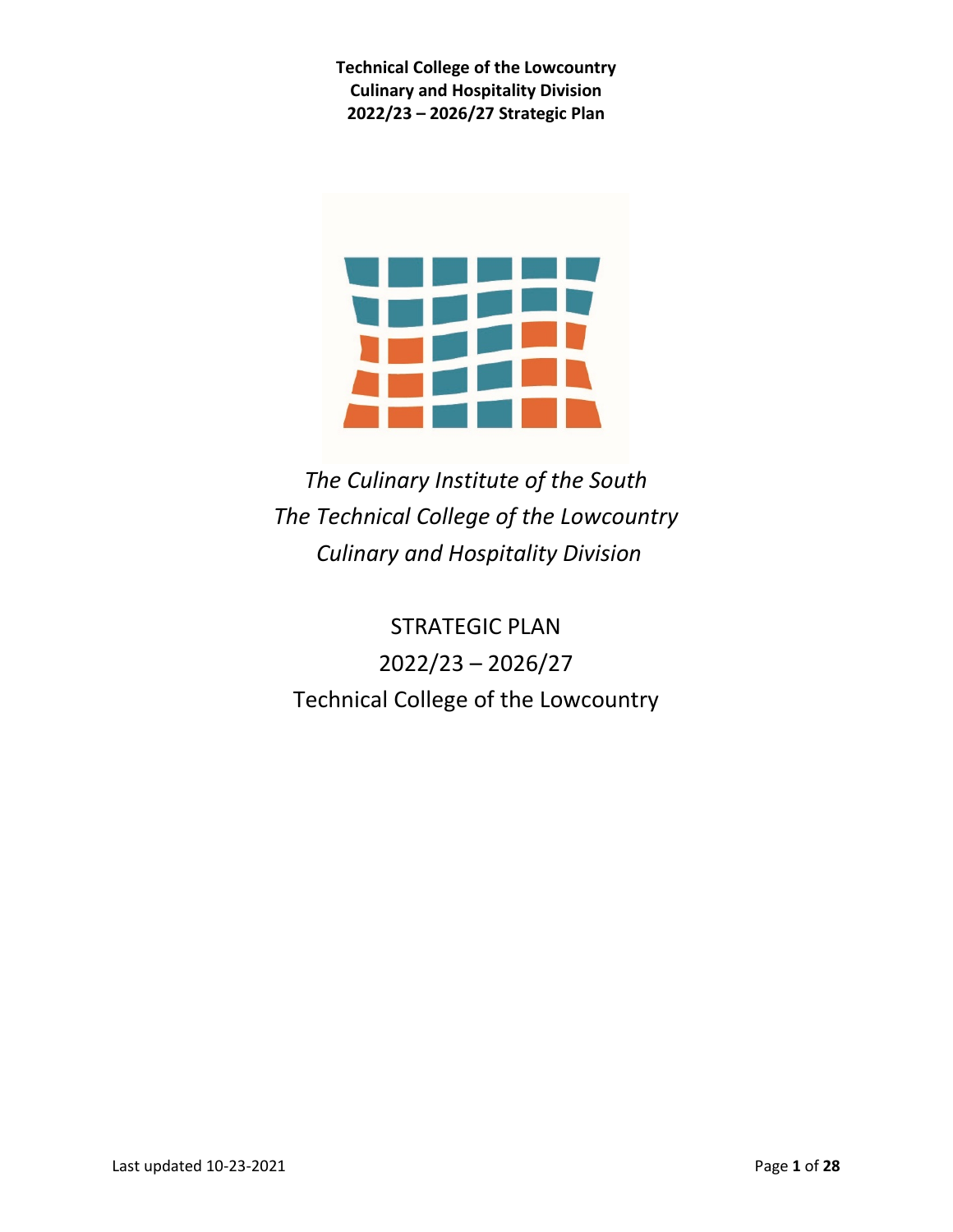**Technical College of the Lowcountry**
**Culinary and Hospitality Division**
**2022/23 – 2026/27 Strategic Plan**

*The Culinary Institute of the South*
*The Technical College of the Lowcountry*
*Culinary and Hospitality Division*

# STRATEGIC PLAN
## 2022/23 – 2026/27
## Technical College of the Lowcountry

Last updated 10-23-2021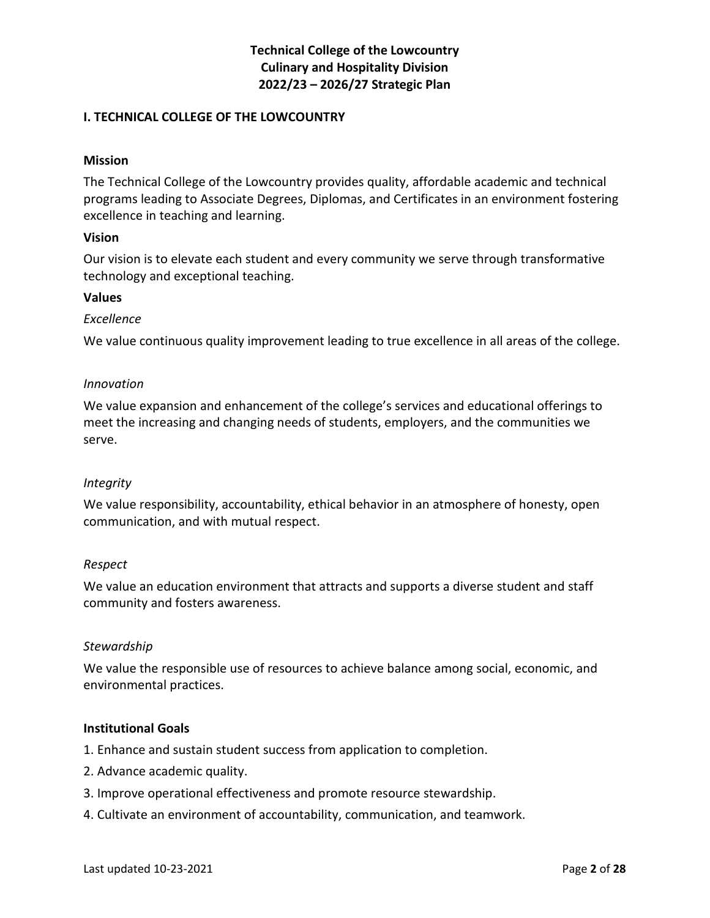**Technical College of the Lowcountry**
**Culinary and Hospitality Division**
**2022/23 – 2026/27 Strategic Plan**

## I. TECHNICAL COLLEGE OF THE LOWCOUNTRY

### Mission

The Technical College of the Lowcountry provides quality, affordable academic and technical programs leading to Associate Degrees, Diplomas, and Certificates in an environment fostering excellence in teaching and learning.

### Vision

Our vision is to elevate each student and every community we serve through transformative technology and exceptional teaching.

### Values

*Excellence*

We value continuous quality improvement leading to true excellence in all areas of the college.

*Innovation*

We value expansion and enhancement of the college's services and educational offerings to meet the increasing and changing needs of students, employers, and the communities we serve.

*Integrity*

We value responsibility, accountability, ethical behavior in an atmosphere of honesty, open communication, and with mutual respect.

*Respect*

We value an education environment that attracts and supports a diverse student and staff community and fosters awareness.

*Stewardship*

We value the responsible use of resources to achieve balance among social, economic, and environmental practices.

### Institutional Goals

1. Enhance and sustain student success from application to completion.
2. Advance academic quality.
3. Improve operational effectiveness and promote resource stewardship.
4. Cultivate an environment of accountability, communication, and teamwork.

Last updated 10-23-2021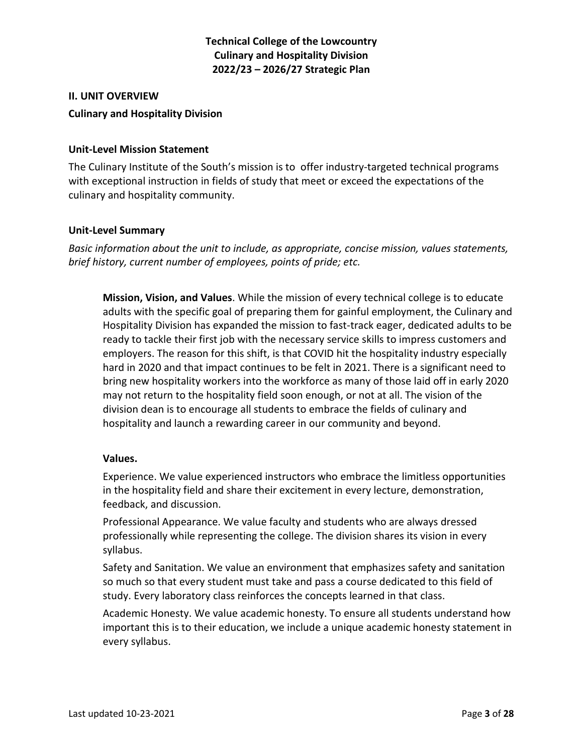## II. UNIT OVERVIEW

### Culinary and Hospitality Division

#### Unit-Level Mission Statement

The Culinary Institute of the South's mission is to offer industry-targeted technical programs with exceptional instruction in fields of study that meet or exceed the expectations of the culinary and hospitality community.

#### Unit-Level Summary

*Basic information about the unit to include, as appropriate, concise mission, values statements, brief history, current number of employees, points of pride; etc.*

**Mission, Vision, and Values**. While the mission of every technical college is to educate adults with the specific goal of preparing them for gainful employment, the Culinary and Hospitality Division has expanded the mission to fast-track eager, dedicated adults to be ready to tackle their first job with the necessary service skills to impress customers and employers. The reason for this shift, is that COVID hit the hospitality industry especially hard in 2020 and that impact continues to be felt in 2021. There is a significant need to bring new hospitality workers into the workforce as many of those laid off in early 2020 may not return to the hospitality field soon enough, or not at all. The vision of the division dean is to encourage all students to embrace the fields of culinary and hospitality and launch a rewarding career in our community and beyond.

**Values.**

Experience. We value experienced instructors who embrace the limitless opportunities in the hospitality field and share their excitement in every lecture, demonstration, feedback, and discussion.

Professional Appearance. We value faculty and students who are always dressed professionally while representing the college. The division shares its vision in every syllabus.

Safety and Sanitation. We value an environment that emphasizes safety and sanitation so much so that every student must take and pass a course dedicated to this field of study. Every laboratory class reinforces the concepts learned in that class.

Academic Honesty. We value academic honesty. To ensure all students understand how important this is to their education, we include a unique academic honesty statement in every syllabus.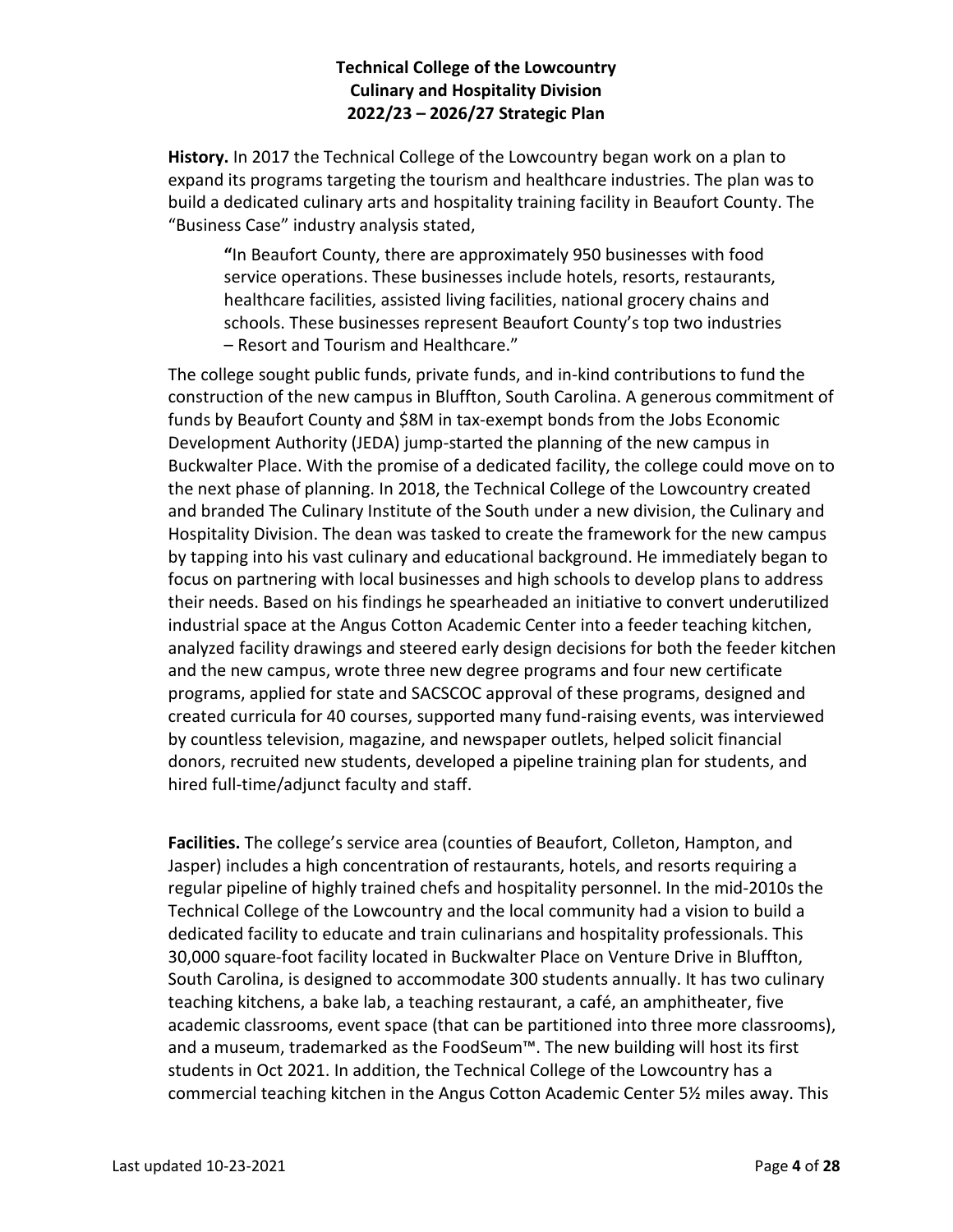**Technical College of the Lowcountry**
**Culinary and Hospitality Division**
**2022/23 – 2026/27 Strategic Plan**

**History.** In 2017 the Technical College of the Lowcountry began work on a plan to expand its programs targeting the tourism and healthcare industries. The plan was to build a dedicated culinary arts and hospitality training facility in Beaufort County. The "Business Case" industry analysis stated,

> "In Beaufort County, there are approximately 950 businesses with food service operations. These businesses include hotels, resorts, restaurants, healthcare facilities, assisted living facilities, national grocery chains and schools. These businesses represent Beaufort County's top two industries – Resort and Tourism and Healthcare."

The college sought public funds, private funds, and in-kind contributions to fund the construction of the new campus in Bluffton, South Carolina. A generous commitment of funds by Beaufort County and $8M in tax-exempt bonds from the Jobs Economic Development Authority (JEDA) jump-started the planning of the new campus in Buckwalter Place. With the promise of a dedicated facility, the college could move on to the next phase of planning. In 2018, the Technical College of the Lowcountry created and branded The Culinary Institute of the South under a new division, the Culinary and Hospitality Division. The dean was tasked to create the framework for the new campus by tapping into his vast culinary and educational background. He immediately began to focus on partnering with local businesses and high schools to develop plans to address their needs. Based on his findings he spearheaded an initiative to convert underutilized industrial space at the Angus Cotton Academic Center into a feeder teaching kitchen, analyzed facility drawings and steered early design decisions for both the feeder kitchen and the new campus, wrote three new degree programs and four new certificate programs, applied for state and SACSCOC approval of these programs, designed and created curricula for 40 courses, supported many fund-raising events, was interviewed by countless television, magazine, and newspaper outlets, helped solicit financial donors, recruited new students, developed a pipeline training plan for students, and hired full-time/adjunct faculty and staff.

**Facilities.** The college's service area (counties of Beaufort, Colleton, Hampton, and Jasper) includes a high concentration of restaurants, hotels, and resorts requiring a regular pipeline of highly trained chefs and hospitality personnel. In the mid-2010s the Technical College of the Lowcountry and the local community had a vision to build a dedicated facility to educate and train culinarians and hospitality professionals. This 30,000 square-foot facility located in Buckwalter Place on Venture Drive in Bluffton, South Carolina, is designed to accommodate 300 students annually. It has two culinary teaching kitchens, a bake lab, a teaching restaurant, a café, an amphitheater, five academic classrooms, event space (that can be partitioned into three more classrooms), and a museum, trademarked as the FoodSeum™. The new building will host its first students in Oct 2021. In addition, the Technical College of the Lowcountry has a commercial teaching kitchen in the Angus Cotton Academic Center 5½ miles away. This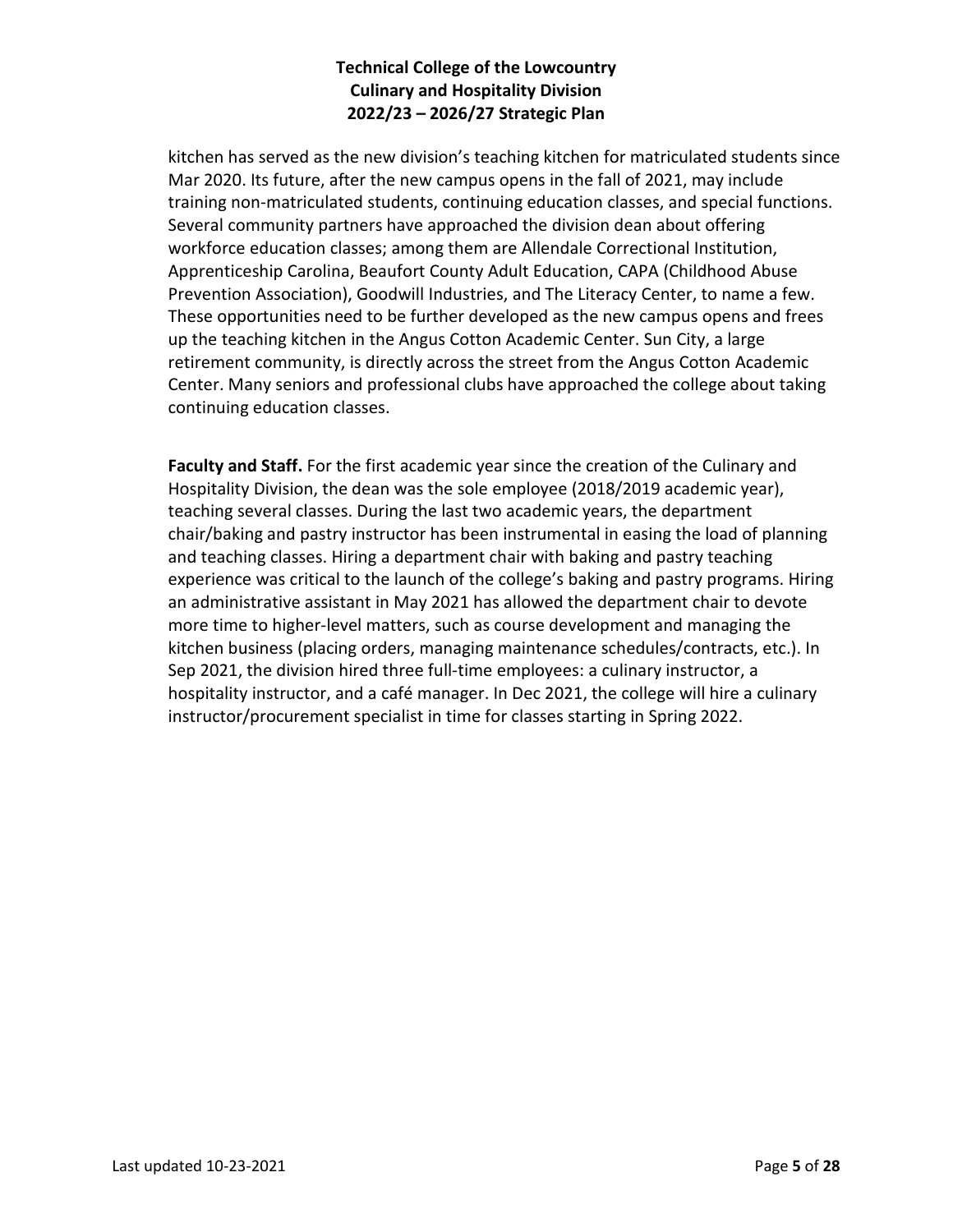kitchen has served as the new division's teaching kitchen for matriculated students since Mar 2020. Its future, after the new campus opens in the fall of 2021, may include training non-matriculated students, continuing education classes, and special functions. Several community partners have approached the division dean about offering workforce education classes; among them are Allendale Correctional Institution, Apprenticeship Carolina, Beaufort County Adult Education, CAPA (Childhood Abuse Prevention Association), Goodwill Industries, and The Literacy Center, to name a few. These opportunities need to be further developed as the new campus opens and frees up the teaching kitchen in the Angus Cotton Academic Center. Sun City, a large retirement community, is directly across the street from the Angus Cotton Academic Center. Many seniors and professional clubs have approached the college about taking continuing education classes.

**Faculty and Staff.** For the first academic year since the creation of the Culinary and Hospitality Division, the dean was the sole employee (2018/2019 academic year), teaching several classes. During the last two academic years, the department chair/baking and pastry instructor has been instrumental in easing the load of planning and teaching classes. Hiring a department chair with baking and pastry teaching experience was critical to the launch of the college's baking and pastry programs. Hiring an administrative assistant in May 2021 has allowed the department chair to devote more time to higher-level matters, such as course development and managing the kitchen business (placing orders, managing maintenance schedules/contracts, etc.). In Sep 2021, the division hired three full-time employees: a culinary instructor, a hospitality instructor, and a café manager. In Dec 2021, the college will hire a culinary instructor/procurement specialist in time for classes starting in Spring 2022.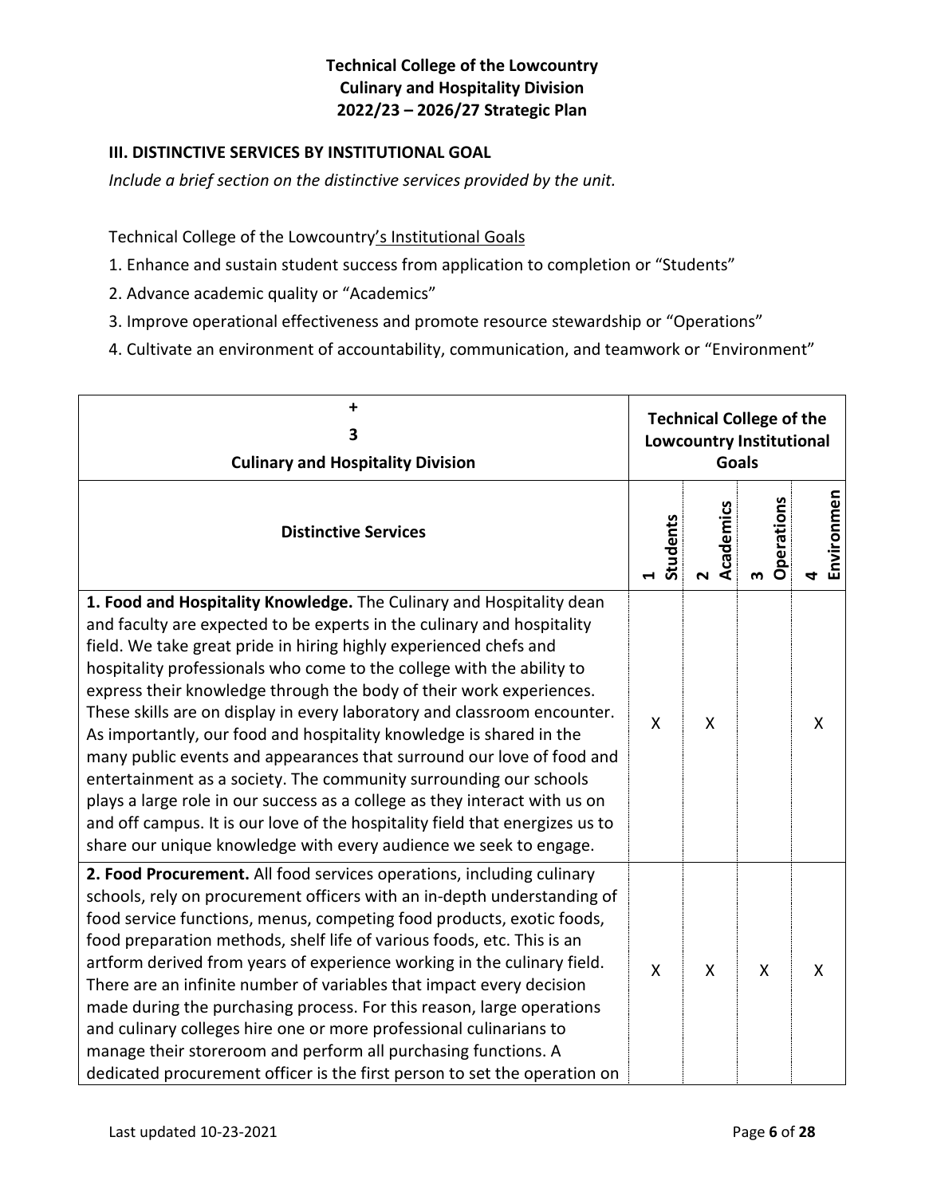**Technical College of the Lowcountry**
**Culinary and Hospitality Division**
**2022/23 – 2026/27 Strategic Plan**

## III. DISTINCTIVE SERVICES BY INSTITUTIONAL GOAL

*Include a brief section on the distinctive services provided by the unit.*

Technical College of the Lowcountry's Institutional Goals

1. Enhance and sustain student success from application to completion or "Students"
2. Advance academic quality or "Academics"
3. Improve operational effectiveness and promote resource stewardship or "Operations"
4. Cultivate an environment of accountability, communication, and teamwork or "Environment"

| + <br> 3 <br> **Culinary and Hospitality Division** | **Technical College of the Lowcountry Institutional Goals** | | | |
|---|---|---|---|---|
| **Distinctive Services** | **1 Students** | **2 Academics** | **3 Operations** | **4 Environmen** |
| **1. Food and Hospitality Knowledge.** The Culinary and Hospitality dean and faculty are expected to be experts in the culinary and hospitality field. We take great pride in hiring highly experienced chefs and hospitality professionals who come to the college with the ability to express their knowledge through the body of their work experiences. These skills are on display in every laboratory and classroom encounter. As importantly, our food and hospitality knowledge is shared in the many public events and appearances that surround our love of food and entertainment as a society. The community surrounding our schools plays a large role in our success as a college as they interact with us on and off campus. It is our love of the hospitality field that energizes us to share our unique knowledge with every audience we seek to engage. | X | X | | X |
| **2. Food Procurement.** All food services operations, including culinary schools, rely on procurement officers with an in-depth understanding of food service functions, menus, competing food products, exotic foods, food preparation methods, shelf life of various foods, etc. This is an artform derived from years of experience working in the culinary field. There are an infinite number of variables that impact every decision made during the purchasing process. For this reason, large operations and culinary colleges hire one or more professional culinarians to manage their storeroom and perform all purchasing functions. A dedicated procurement officer is the first person to set the operation on | X | X | X | X |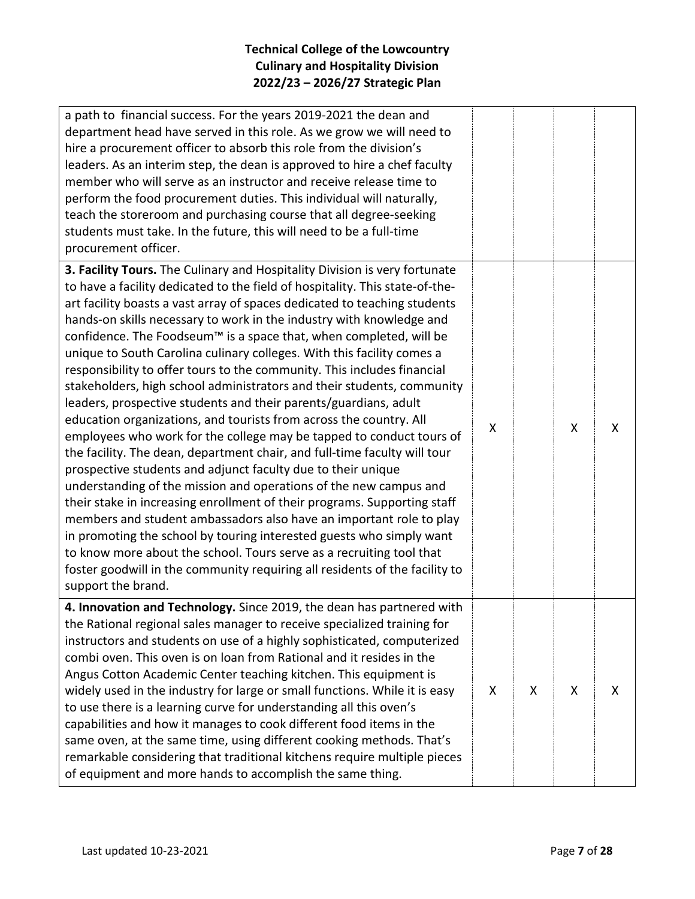# Technical College of the Lowcountry
## Culinary and Hospitality Division
## 2022/23 – 2026/27 Strategic Plan

| | | | | |
|---|---|---|---|---|
| a path to financial success. For the years 2019-2021 the dean and department head have served in this role. As we grow we will need to hire a procurement officer to absorb this role from the division's leaders. As an interim step, the dean is approved to hire a chef faculty member who will serve as an instructor and receive release time to perform the food procurement duties. This individual will naturally, teach the storeroom and purchasing course that all degree-seeking students must take. In the future, this will need to be a full-time procurement officer. | | | | |
| **3. Facility Tours.** The Culinary and Hospitality Division is very fortunate to have a facility dedicated to the field of hospitality. This state-of-the-art facility boasts a vast array of spaces dedicated to teaching students hands-on skills necessary to work in the industry with knowledge and confidence. The Foodseum™ is a space that, when completed, will be unique to South Carolina culinary colleges. With this facility comes a responsibility to offer tours to the community. This includes financial stakeholders, high school administrators and their students, community leaders, prospective students and their parents/guardians, adult education organizations, and tourists from across the country. All employees who work for the college may be tapped to conduct tours of the facility. The dean, department chair, and full-time faculty will tour prospective students and adjunct faculty due to their unique understanding of the mission and operations of the new campus and their stake in increasing enrollment of their programs. Supporting staff members and student ambassadors also have an important role to play in promoting the school by touring interested guests who simply want to know more about the school. Tours serve as a recruiting tool that foster goodwill in the community requiring all residents of the facility to support the brand. | X | | X | X |
| **4. Innovation and Technology.** Since 2019, the dean has partnered with the Rational regional sales manager to receive specialized training for instructors and students on use of a highly sophisticated, computerized combi oven. This oven is on loan from Rational and it resides in the Angus Cotton Academic Center teaching kitchen. This equipment is widely used in the industry for large or small functions. While it is easy to use there is a learning curve for understanding all this oven's capabilities and how it manages to cook different food items in the same oven, at the same time, using different cooking methods. That's remarkable considering that traditional kitchens require multiple pieces of equipment and more hands to accomplish the same thing. | X | X | X | X |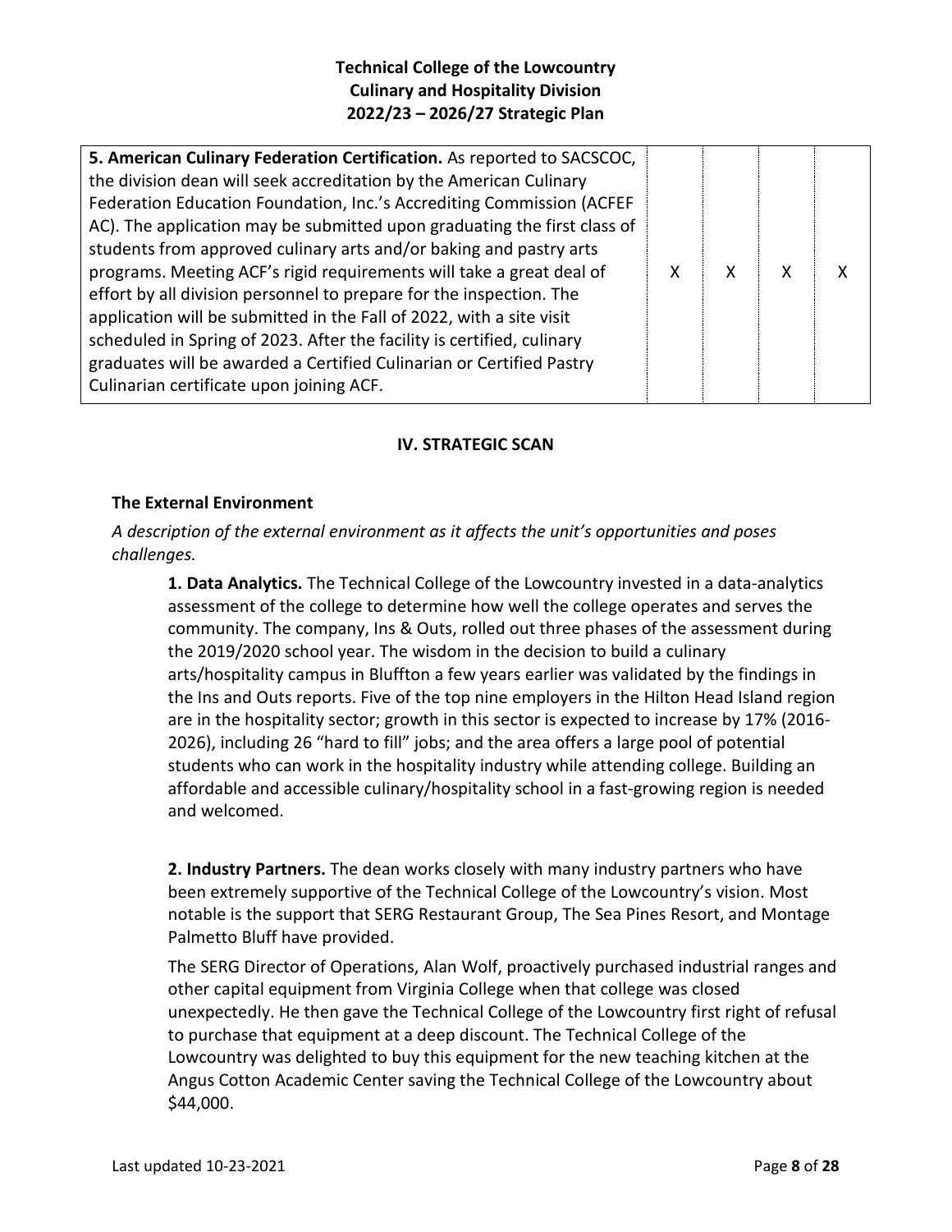| **5. American Culinary Federation Certification.** As reported to SACSCOC, the division dean will seek accreditation by the American Culinary Federation Education Foundation, Inc.'s Accrediting Commission (ACFEF AC). The application may be submitted upon graduating the first class of students from approved culinary arts and/or baking and pastry arts programs. Meeting ACF's rigid requirements will take a great deal of effort by all division personnel to prepare for the inspection. The application will be submitted in the Fall of 2022, with a site visit scheduled in Spring of 2023. After the facility is certified, culinary graduates will be awarded a Certified Culinarian or Certified Pastry Culinarian certificate upon joining ACF. | X | X | X | X |
|---|---|---|---|---|

## IV. STRATEGIC SCAN

### The External Environment

*A description of the external environment as it affects the unit's opportunities and poses challenges.*

**1. Data Analytics.** The Technical College of the Lowcountry invested in a data-analytics assessment of the college to determine how well the college operates and serves the community. The company, Ins & Outs, rolled out three phases of the assessment during the 2019/2020 school year. The wisdom in the decision to build a culinary arts/hospitality campus in Bluffton a few years earlier was validated by the findings in the Ins and Outs reports. Five of the top nine employers in the Hilton Head Island region are in the hospitality sector; growth in this sector is expected to increase by 17% (2016-2026), including 26 "hard to fill" jobs; and the area offers a large pool of potential students who can work in the hospitality industry while attending college. Building an affordable and accessible culinary/hospitality school in a fast-growing region is needed and welcomed.

**2. Industry Partners.** The dean works closely with many industry partners who have been extremely supportive of the Technical College of the Lowcountry's vision. Most notable is the support that SERG Restaurant Group, The Sea Pines Resort, and Montage Palmetto Bluff have provided.

The SERG Director of Operations, Alan Wolf, proactively purchased industrial ranges and other capital equipment from Virginia College when that college was closed unexpectedly. He then gave the Technical College of the Lowcountry first right of refusal to purchase that equipment at a deep discount. The Technical College of the Lowcountry was delighted to buy this equipment for the new teaching kitchen at the Angus Cotton Academic Center saving the Technical College of the Lowcountry about $44,000.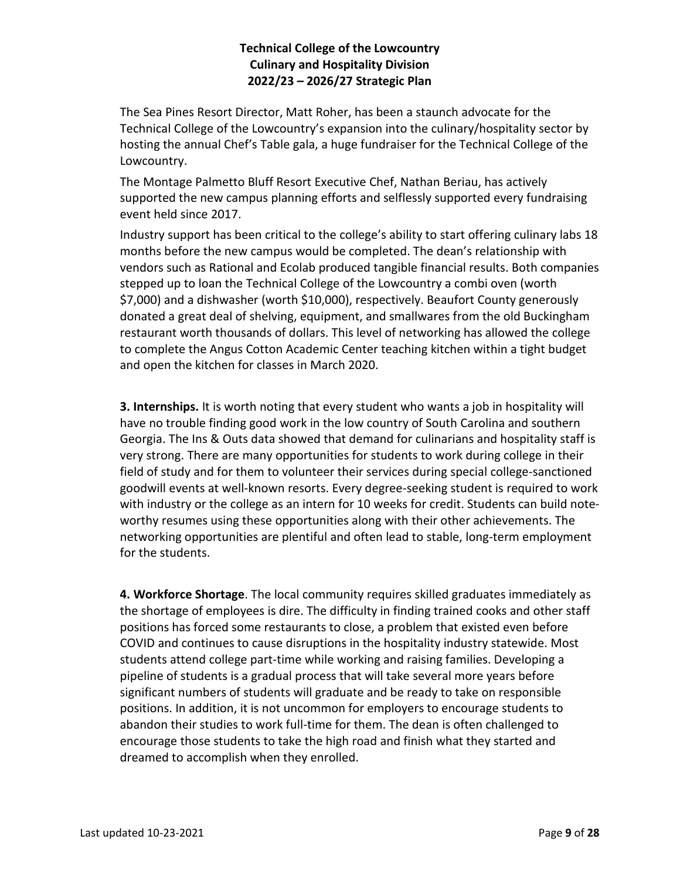The Sea Pines Resort Director, Matt Roher, has been a staunch advocate for the Technical College of the Lowcountry's expansion into the culinary/hospitality sector by hosting the annual Chef's Table gala, a huge fundraiser for the Technical College of the Lowcountry.

The Montage Palmetto Bluff Resort Executive Chef, Nathan Beriau, has actively supported the new campus planning efforts and selflessly supported every fundraising event held since 2017.

Industry support has been critical to the college's ability to start offering culinary labs 18 months before the new campus would be completed. The dean's relationship with vendors such as Rational and Ecolab produced tangible financial results. Both companies stepped up to loan the Technical College of the Lowcountry a combi oven (worth $7,000) and a dishwasher (worth $10,000), respectively. Beaufort County generously donated a great deal of shelving, equipment, and smallwares from the old Buckingham restaurant worth thousands of dollars. This level of networking has allowed the college to complete the Angus Cotton Academic Center teaching kitchen within a tight budget and open the kitchen for classes in March 2020.

**3. Internships.** It is worth noting that every student who wants a job in hospitality will have no trouble finding good work in the low country of South Carolina and southern Georgia. The Ins & Outs data showed that demand for culinarians and hospitality staff is very strong. There are many opportunities for students to work during college in their field of study and for them to volunteer their services during special college-sanctioned goodwill events at well-known resorts. Every degree-seeking student is required to work with industry or the college as an intern for 10 weeks for credit. Students can build note-worthy resumes using these opportunities along with their other achievements. The networking opportunities are plentiful and often lead to stable, long-term employment for the students.

**4. Workforce Shortage**. The local community requires skilled graduates immediately as the shortage of employees is dire. The difficulty in finding trained cooks and other staff positions has forced some restaurants to close, a problem that existed even before COVID and continues to cause disruptions in the hospitality industry statewide. Most students attend college part-time while working and raising families. Developing a pipeline of students is a gradual process that will take several more years before significant numbers of students will graduate and be ready to take on responsible positions. In addition, it is not uncommon for employers to encourage students to abandon their studies to work full-time for them. The dean is often challenged to encourage those students to take the high road and finish what they started and dreamed to accomplish when they enrolled.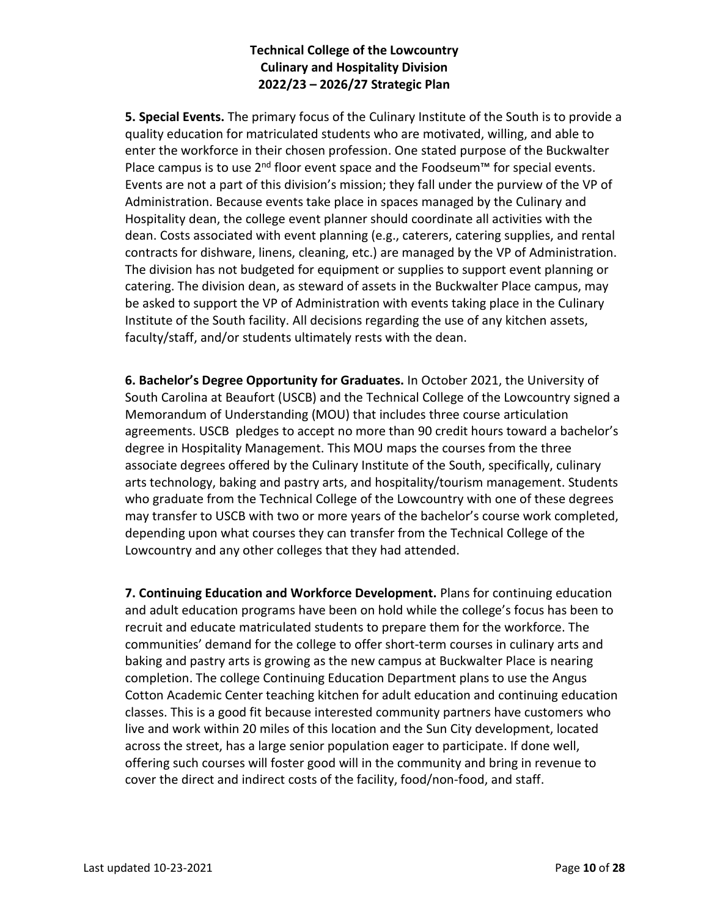**5. Special Events.** The primary focus of the Culinary Institute of the South is to provide a quality education for matriculated students who are motivated, willing, and able to enter the workforce in their chosen profession. One stated purpose of the Buckwalter Place campus is to use 2nd floor event space and the Foodseum™ for special events. Events are not a part of this division's mission; they fall under the purview of the VP of Administration. Because events take place in spaces managed by the Culinary and Hospitality dean, the college event planner should coordinate all activities with the dean. Costs associated with event planning (e.g., caterers, catering supplies, and rental contracts for dishware, linens, cleaning, etc.) are managed by the VP of Administration. The division has not budgeted for equipment or supplies to support event planning or catering. The division dean, as steward of assets in the Buckwalter Place campus, may be asked to support the VP of Administration with events taking place in the Culinary Institute of the South facility. All decisions regarding the use of any kitchen assets, faculty/staff, and/or students ultimately rests with the dean.

**6. Bachelor's Degree Opportunity for Graduates.** In October 2021, the University of South Carolina at Beaufort (USCB) and the Technical College of the Lowcountry signed a Memorandum of Understanding (MOU) that includes three course articulation agreements. USCB pledges to accept no more than 90 credit hours toward a bachelor's degree in Hospitality Management. This MOU maps the courses from the three associate degrees offered by the Culinary Institute of the South, specifically, culinary arts technology, baking and pastry arts, and hospitality/tourism management. Students who graduate from the Technical College of the Lowcountry with one of these degrees may transfer to USCB with two or more years of the bachelor's course work completed, depending upon what courses they can transfer from the Technical College of the Lowcountry and any other colleges that they had attended.

**7. Continuing Education and Workforce Development.** Plans for continuing education and adult education programs have been on hold while the college's focus has been to recruit and educate matriculated students to prepare them for the workforce. The communities' demand for the college to offer short-term courses in culinary arts and baking and pastry arts is growing as the new campus at Buckwalter Place is nearing completion. The college Continuing Education Department plans to use the Angus Cotton Academic Center teaching kitchen for adult education and continuing education classes. This is a good fit because interested community partners have customers who live and work within 20 miles of this location and the Sun City development, located across the street, has a large senior population eager to participate. If done well, offering such courses will foster good will in the community and bring in revenue to cover the direct and indirect costs of the facility, food/non-food, and staff.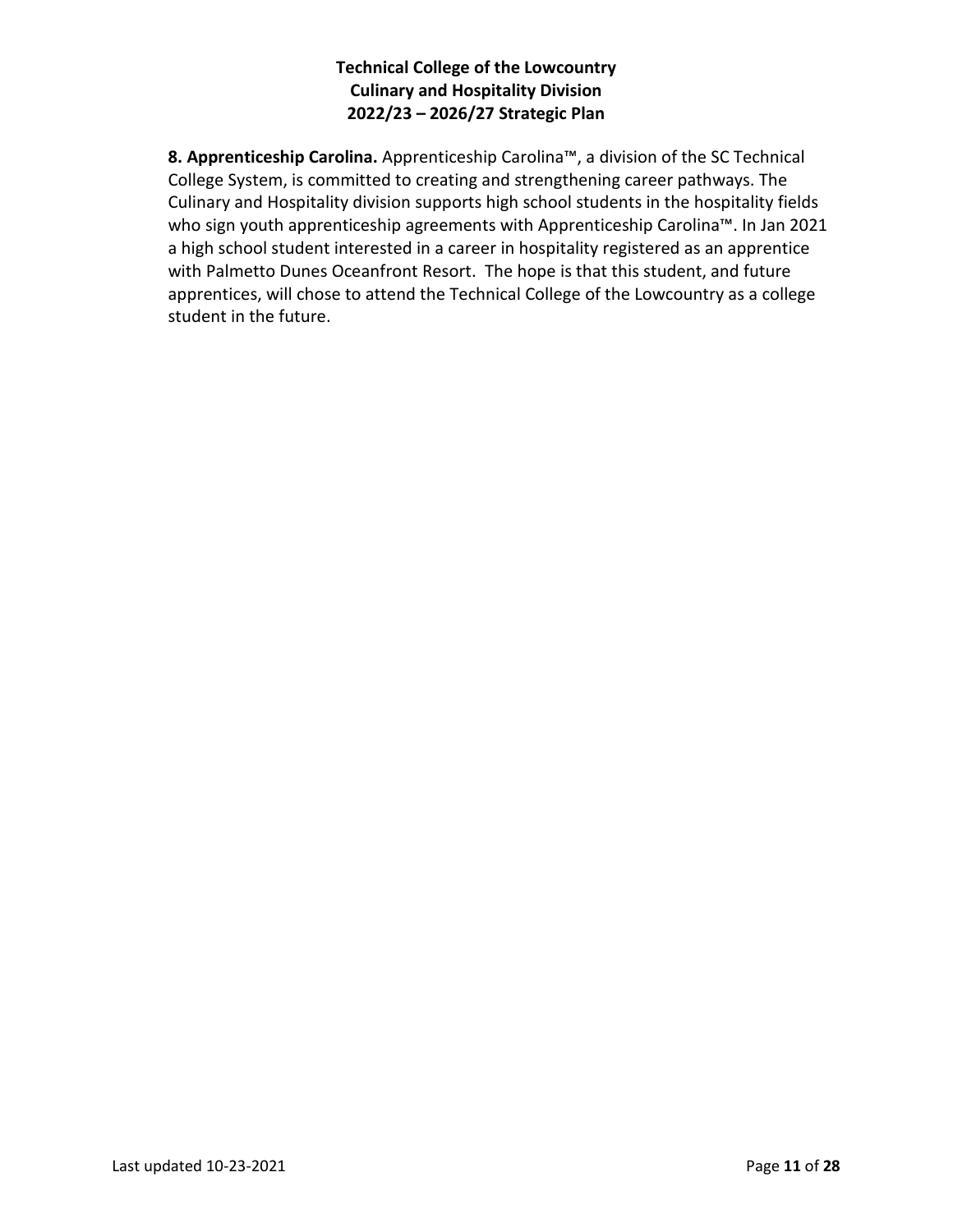**8. Apprenticeship Carolina.** Apprenticeship Carolina™, a division of the SC Technical College System, is committed to creating and strengthening career pathways. The Culinary and Hospitality division supports high school students in the hospitality fields who sign youth apprenticeship agreements with Apprenticeship Carolina™. In Jan 2021 a high school student interested in a career in hospitality registered as an apprentice with Palmetto Dunes Oceanfront Resort. The hope is that this student, and future apprentices, will chose to attend the Technical College of the Lowcountry as a college student in the future.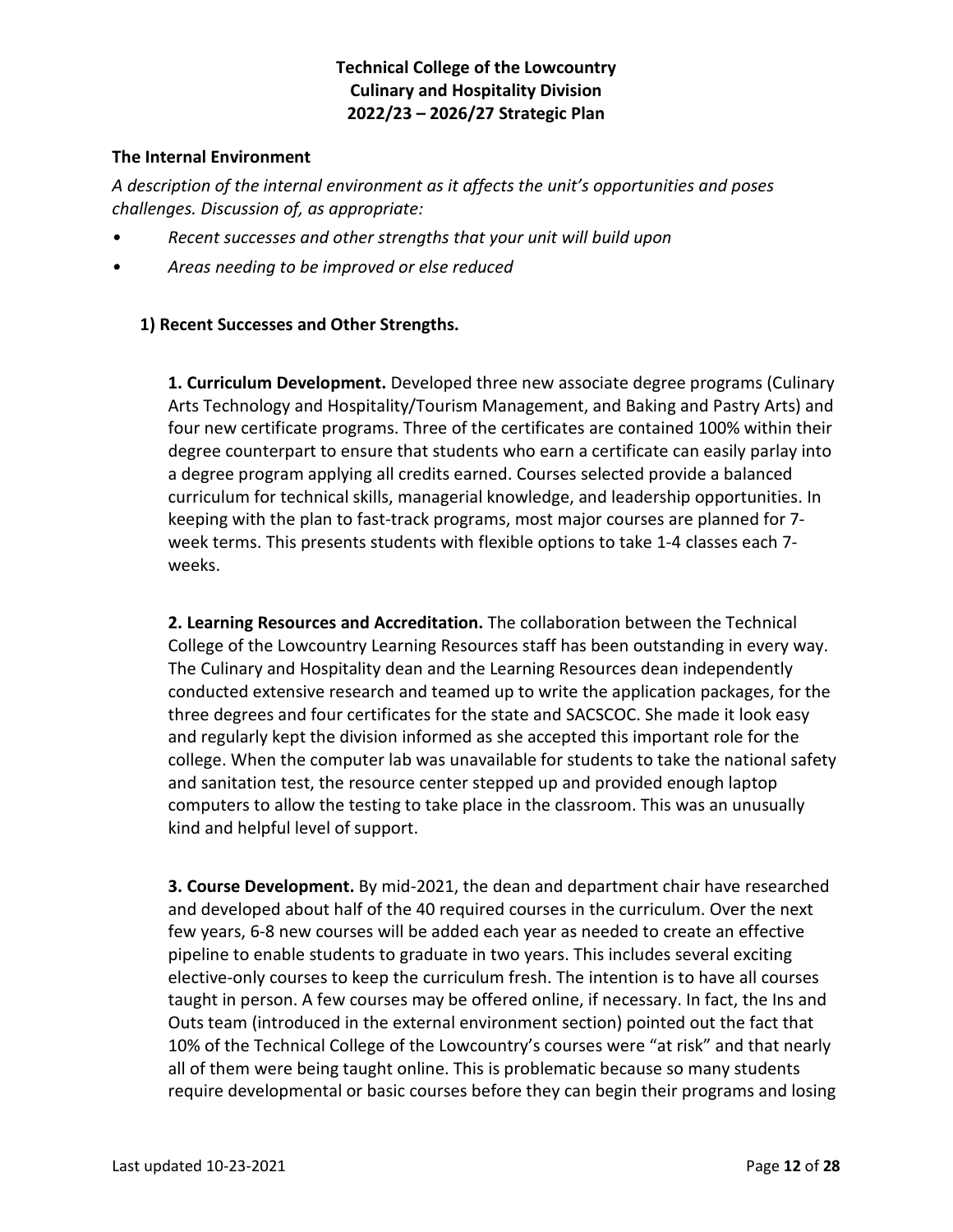# Technical College of the Lowcountry
# Culinary and Hospitality Division
# 2022/23 – 2026/27 Strategic Plan

## The Internal Environment

*A description of the internal environment as it affects the unit's opportunities and poses challenges. Discussion of, as appropriate:*

- *Recent successes and other strengths that your unit will build upon*
- *Areas needing to be improved or else reduced*

### 1) Recent Successes and Other Strengths.

**1. Curriculum Development.** Developed three new associate degree programs (Culinary Arts Technology and Hospitality/Tourism Management, and Baking and Pastry Arts) and four new certificate programs. Three of the certificates are contained 100% within their degree counterpart to ensure that students who earn a certificate can easily parlay into a degree program applying all credits earned. Courses selected provide a balanced curriculum for technical skills, managerial knowledge, and leadership opportunities. In keeping with the plan to fast-track programs, most major courses are planned for 7-week terms. This presents students with flexible options to take 1-4 classes each 7-weeks.

**2. Learning Resources and Accreditation.** The collaboration between the Technical College of the Lowcountry Learning Resources staff has been outstanding in every way. The Culinary and Hospitality dean and the Learning Resources dean independently conducted extensive research and teamed up to write the application packages, for the three degrees and four certificates for the state and SACSCOC. She made it look easy and regularly kept the division informed as she accepted this important role for the college. When the computer lab was unavailable for students to take the national safety and sanitation test, the resource center stepped up and provided enough laptop computers to allow the testing to take place in the classroom. This was an unusually kind and helpful level of support.

**3. Course Development.** By mid-2021, the dean and department chair have researched and developed about half of the 40 required courses in the curriculum. Over the next few years, 6-8 new courses will be added each year as needed to create an effective pipeline to enable students to graduate in two years. This includes several exciting elective-only courses to keep the curriculum fresh. The intention is to have all courses taught in person. A few courses may be offered online, if necessary. In fact, the Ins and Outs team (introduced in the external environment section) pointed out the fact that 10% of the Technical College of the Lowcountry's courses were "at risk" and that nearly all of them were being taught online. This is problematic because so many students require developmental or basic courses before they can begin their programs and losing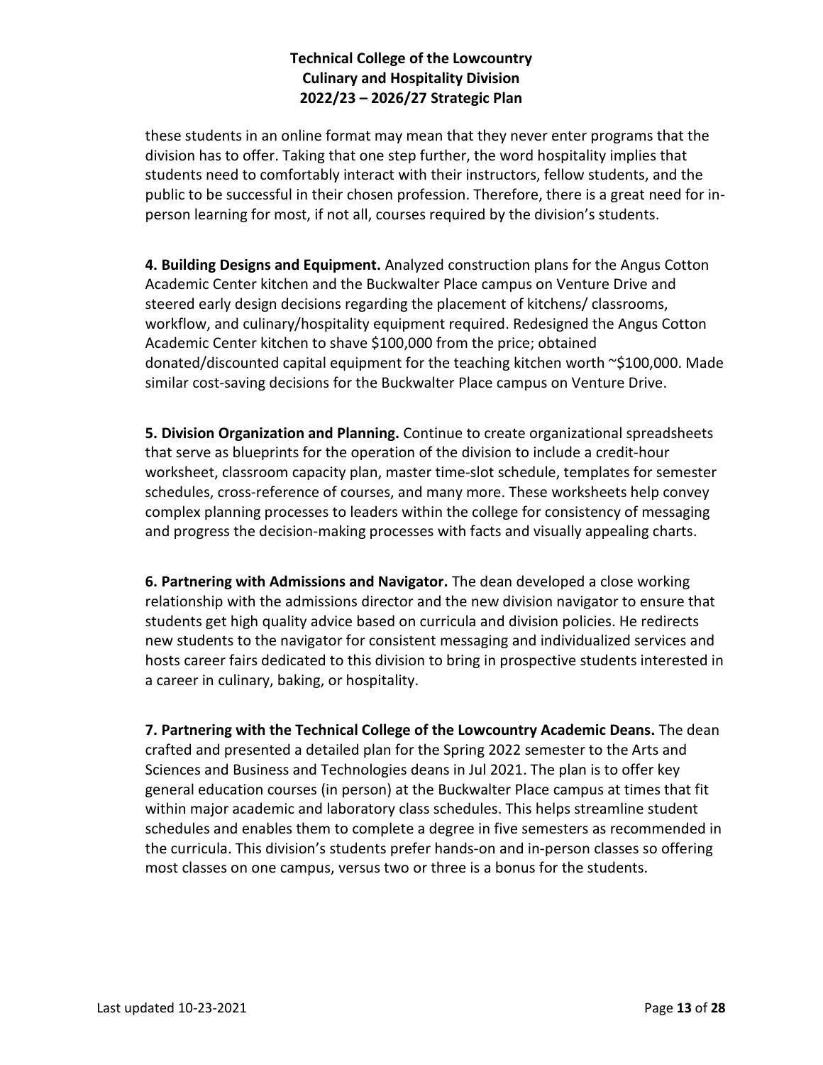these students in an online format may mean that they never enter programs that the division has to offer. Taking that one step further, the word hospitality implies that students need to comfortably interact with their instructors, fellow students, and the public to be successful in their chosen profession. Therefore, there is a great need for in-person learning for most, if not all, courses required by the division's students.

**4. Building Designs and Equipment.** Analyzed construction plans for the Angus Cotton Academic Center kitchen and the Buckwalter Place campus on Venture Drive and steered early design decisions regarding the placement of kitchens/ classrooms, workflow, and culinary/hospitality equipment required. Redesigned the Angus Cotton Academic Center kitchen to shave $100,000 from the price; obtained donated/discounted capital equipment for the teaching kitchen worth ~$100,000. Made similar cost-saving decisions for the Buckwalter Place campus on Venture Drive.

**5. Division Organization and Planning.** Continue to create organizational spreadsheets that serve as blueprints for the operation of the division to include a credit-hour worksheet, classroom capacity plan, master time-slot schedule, templates for semester schedules, cross-reference of courses, and many more. These worksheets help convey complex planning processes to leaders within the college for consistency of messaging and progress the decision-making processes with facts and visually appealing charts.

**6. Partnering with Admissions and Navigator.** The dean developed a close working relationship with the admissions director and the new division navigator to ensure that students get high quality advice based on curricula and division policies. He redirects new students to the navigator for consistent messaging and individualized services and hosts career fairs dedicated to this division to bring in prospective students interested in a career in culinary, baking, or hospitality.

**7. Partnering with the Technical College of the Lowcountry Academic Deans.** The dean crafted and presented a detailed plan for the Spring 2022 semester to the Arts and Sciences and Business and Technologies deans in Jul 2021. The plan is to offer key general education courses (in person) at the Buckwalter Place campus at times that fit within major academic and laboratory class schedules. This helps streamline student schedules and enables them to complete a degree in five semesters as recommended in the curricula. This division's students prefer hands-on and in-person classes so offering most classes on one campus, versus two or three is a bonus for the students.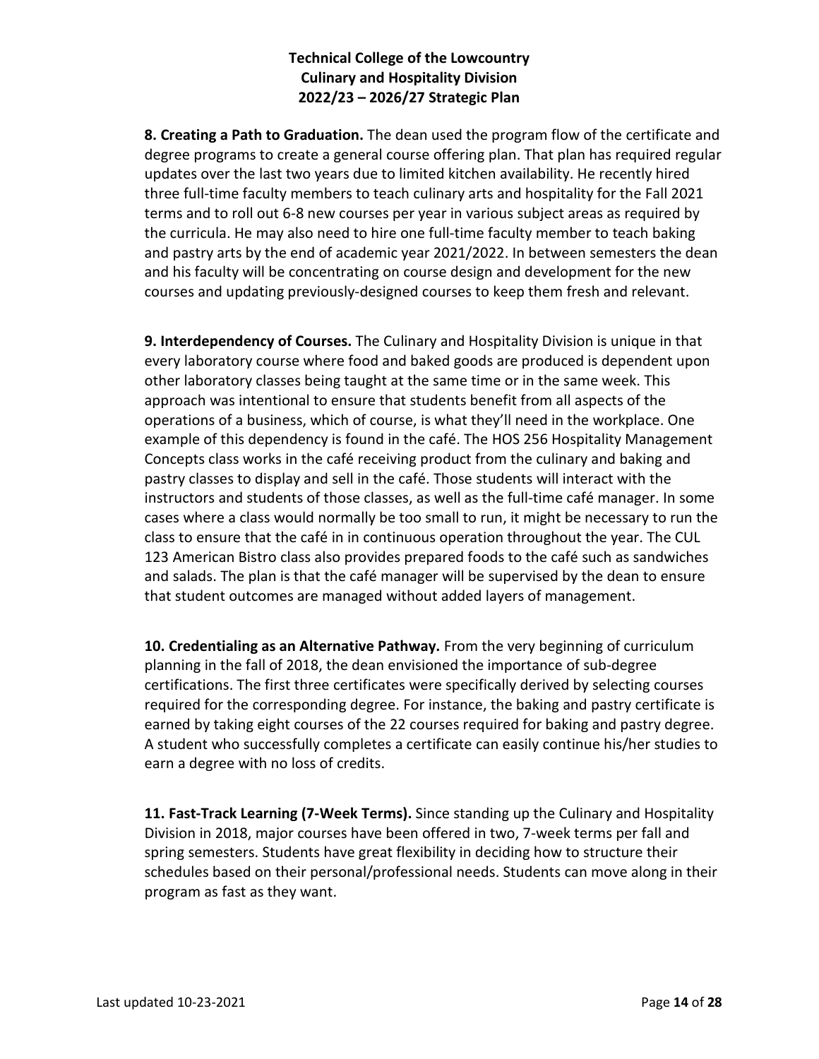**8. Creating a Path to Graduation.** The dean used the program flow of the certificate and degree programs to create a general course offering plan. That plan has required regular updates over the last two years due to limited kitchen availability. He recently hired three full-time faculty members to teach culinary arts and hospitality for the Fall 2021 terms and to roll out 6-8 new courses per year in various subject areas as required by the curricula. He may also need to hire one full-time faculty member to teach baking and pastry arts by the end of academic year 2021/2022. In between semesters the dean and his faculty will be concentrating on course design and development for the new courses and updating previously-designed courses to keep them fresh and relevant.

**9. Interdependency of Courses.** The Culinary and Hospitality Division is unique in that every laboratory course where food and baked goods are produced is dependent upon other laboratory classes being taught at the same time or in the same week. This approach was intentional to ensure that students benefit from all aspects of the operations of a business, which of course, is what they'll need in the workplace. One example of this dependency is found in the café. The HOS 256 Hospitality Management Concepts class works in the café receiving product from the culinary and baking and pastry classes to display and sell in the café. Those students will interact with the instructors and students of those classes, as well as the full-time café manager. In some cases where a class would normally be too small to run, it might be necessary to run the class to ensure that the café in in continuous operation throughout the year. The CUL 123 American Bistro class also provides prepared foods to the café such as sandwiches and salads. The plan is that the café manager will be supervised by the dean to ensure that student outcomes are managed without added layers of management.

**10. Credentialing as an Alternative Pathway.** From the very beginning of curriculum planning in the fall of 2018, the dean envisioned the importance of sub-degree certifications. The first three certificates were specifically derived by selecting courses required for the corresponding degree. For instance, the baking and pastry certificate is earned by taking eight courses of the 22 courses required for baking and pastry degree. A student who successfully completes a certificate can easily continue his/her studies to earn a degree with no loss of credits.

**11. Fast-Track Learning (7-Week Terms).** Since standing up the Culinary and Hospitality Division in 2018, major courses have been offered in two, 7-week terms per fall and spring semesters. Students have great flexibility in deciding how to structure their schedules based on their personal/professional needs. Students can move along in their program as fast as they want.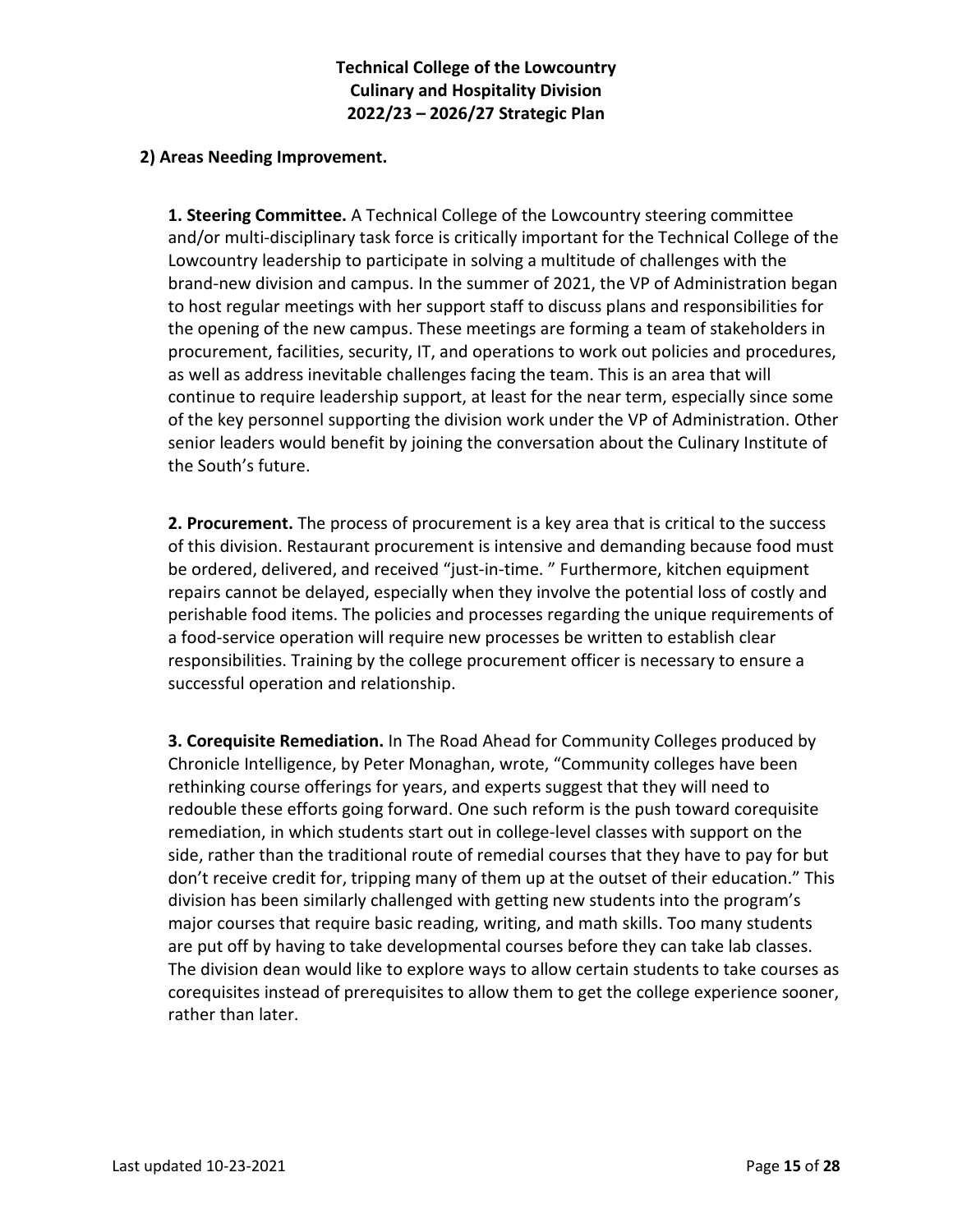## 2) Areas Needing Improvement.

**1. Steering Committee.** A Technical College of the Lowcountry steering committee and/or multi-disciplinary task force is critically important for the Technical College of the Lowcountry leadership to participate in solving a multitude of challenges with the brand-new division and campus. In the summer of 2021, the VP of Administration began to host regular meetings with her support staff to discuss plans and responsibilities for the opening of the new campus. These meetings are forming a team of stakeholders in procurement, facilities, security, IT, and operations to work out policies and procedures, as well as address inevitable challenges facing the team. This is an area that will continue to require leadership support, at least for the near term, especially since some of the key personnel supporting the division work under the VP of Administration. Other senior leaders would benefit by joining the conversation about the Culinary Institute of the South's future.

**2. Procurement.** The process of procurement is a key area that is critical to the success of this division. Restaurant procurement is intensive and demanding because food must be ordered, delivered, and received "just-in-time. " Furthermore, kitchen equipment repairs cannot be delayed, especially when they involve the potential loss of costly and perishable food items. The policies and processes regarding the unique requirements of a food-service operation will require new processes be written to establish clear responsibilities. Training by the college procurement officer is necessary to ensure a successful operation and relationship.

**3. Corequisite Remediation.** In The Road Ahead for Community Colleges produced by Chronicle Intelligence, by Peter Monaghan, wrote, "Community colleges have been rethinking course offerings for years, and experts suggest that they will need to redouble these efforts going forward. One such reform is the push toward corequisite remediation, in which students start out in college-level classes with support on the side, rather than the traditional route of remedial courses that they have to pay for but don't receive credit for, tripping many of them up at the outset of their education." This division has been similarly challenged with getting new students into the program's major courses that require basic reading, writing, and math skills. Too many students are put off by having to take developmental courses before they can take lab classes. The division dean would like to explore ways to allow certain students to take courses as corequisites instead of prerequisites to allow them to get the college experience sooner, rather than later.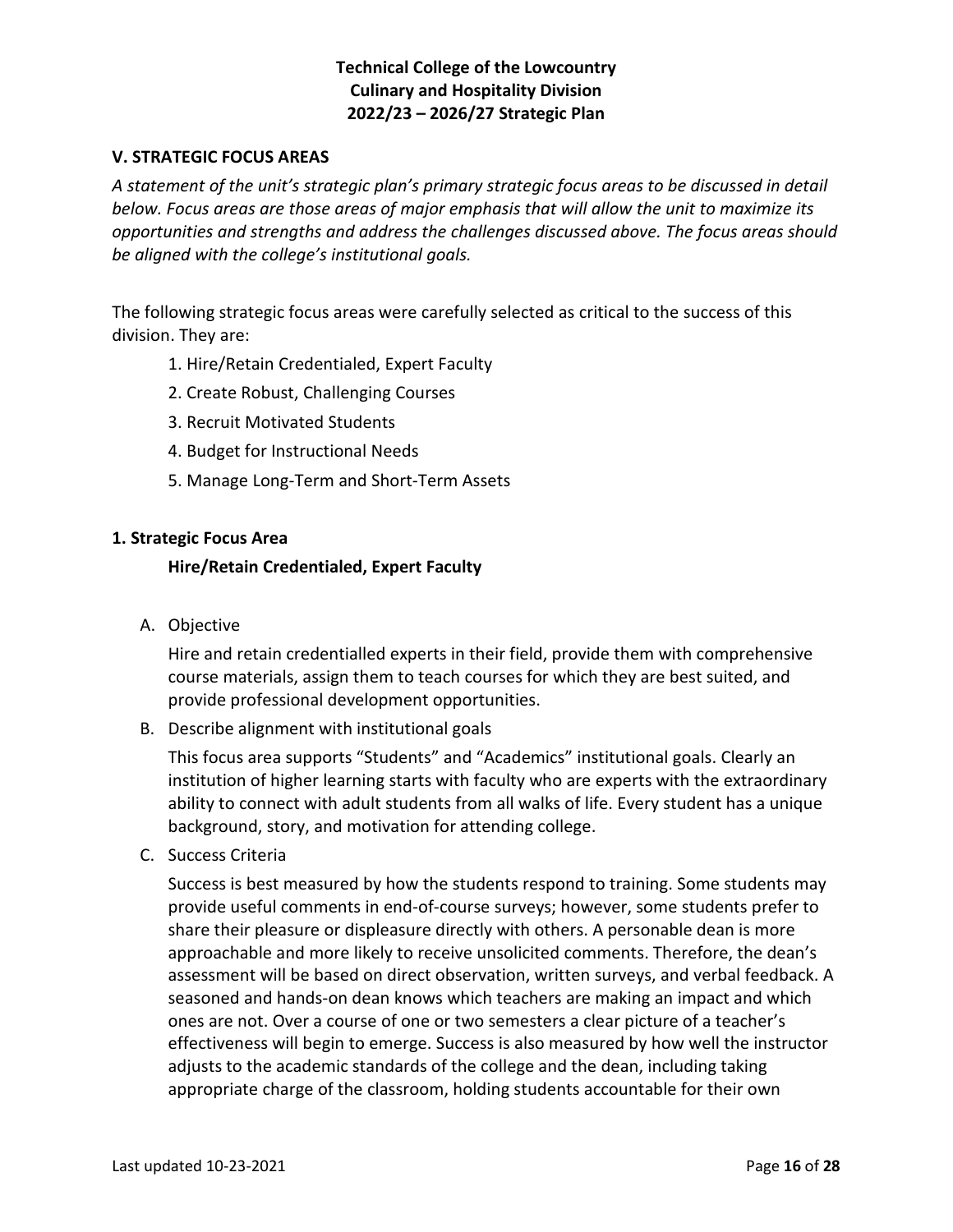### V. STRATEGIC FOCUS AREAS

*A statement of the unit's strategic plan's primary strategic focus areas to be discussed in detail below. Focus areas are those areas of major emphasis that will allow the unit to maximize its opportunities and strengths and address the challenges discussed above. The focus areas should be aligned with the college's institutional goals.*

The following strategic focus areas were carefully selected as critical to the success of this division. They are:

1. Hire/Retain Credentialed, Expert Faculty
2. Create Robust, Challenging Courses
3. Recruit Motivated Students
4. Budget for Instructional Needs
5. Manage Long-Term and Short-Term Assets

#### 1. Strategic Focus Area

**Hire/Retain Credentialed, Expert Faculty**

A. Objective

Hire and retain credentialled experts in their field, provide them with comprehensive course materials, assign them to teach courses for which they are best suited, and provide professional development opportunities.

B. Describe alignment with institutional goals

This focus area supports "Students" and "Academics" institutional goals. Clearly an institution of higher learning starts with faculty who are experts with the extraordinary ability to connect with adult students from all walks of life. Every student has a unique background, story, and motivation for attending college.

C. Success Criteria

Success is best measured by how the students respond to training. Some students may provide useful comments in end-of-course surveys; however, some students prefer to share their pleasure or displeasure directly with others. A personable dean is more approachable and more likely to receive unsolicited comments. Therefore, the dean's assessment will be based on direct observation, written surveys, and verbal feedback. A seasoned and hands-on dean knows which teachers are making an impact and which ones are not. Over a course of one or two semesters a clear picture of a teacher's effectiveness will begin to emerge. Success is also measured by how well the instructor adjusts to the academic standards of the college and the dean, including taking appropriate charge of the classroom, holding students accountable for their own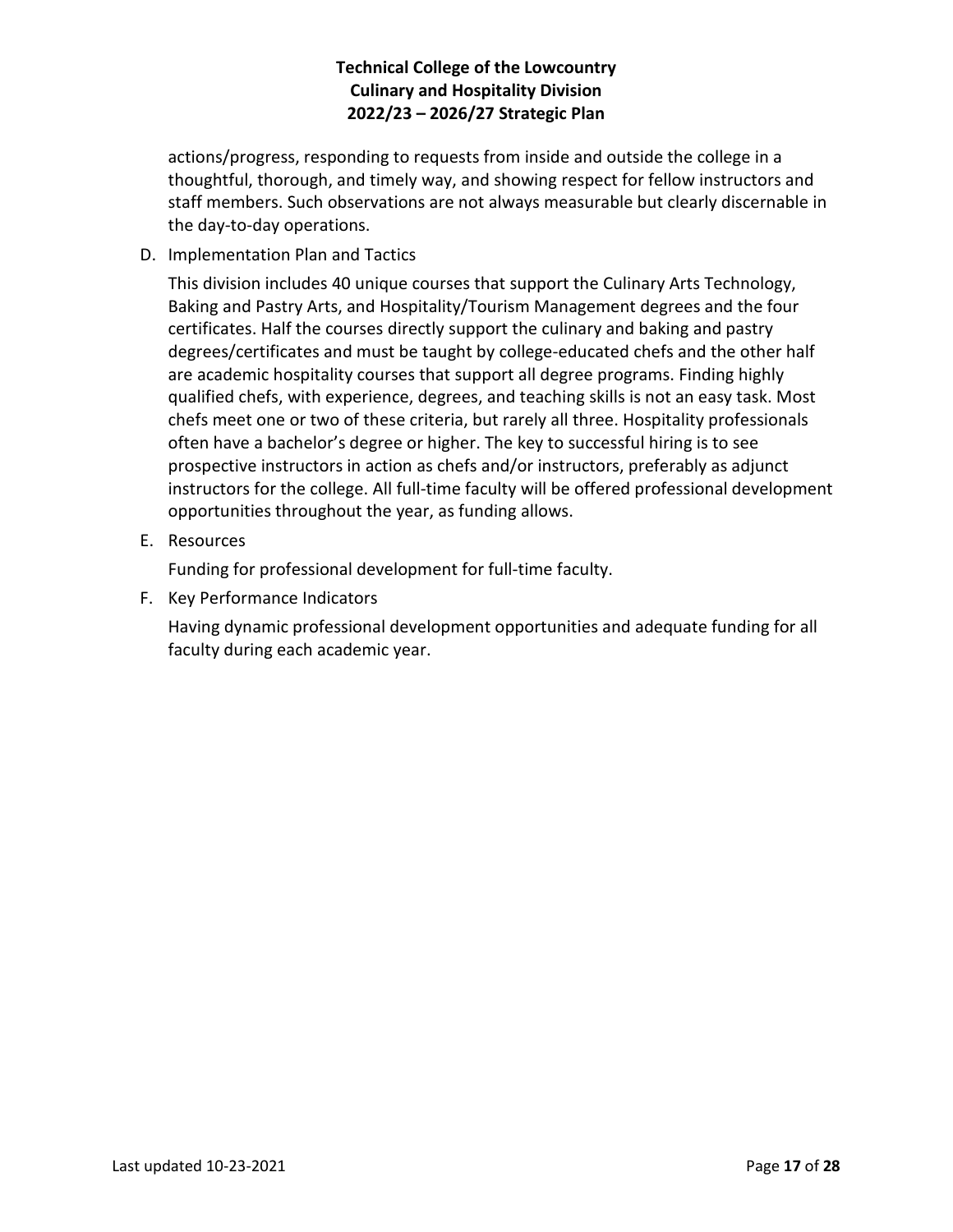actions/progress, responding to requests from inside and outside the college in a thoughtful, thorough, and timely way, and showing respect for fellow instructors and staff members. Such observations are not always measurable but clearly discernable in the day-to-day operations.

D. Implementation Plan and Tactics

This division includes 40 unique courses that support the Culinary Arts Technology, Baking and Pastry Arts, and Hospitality/Tourism Management degrees and the four certificates. Half the courses directly support the culinary and baking and pastry degrees/certificates and must be taught by college-educated chefs and the other half are academic hospitality courses that support all degree programs. Finding highly qualified chefs, with experience, degrees, and teaching skills is not an easy task. Most chefs meet one or two of these criteria, but rarely all three. Hospitality professionals often have a bachelor's degree or higher. The key to successful hiring is to see prospective instructors in action as chefs and/or instructors, preferably as adjunct instructors for the college. All full-time faculty will be offered professional development opportunities throughout the year, as funding allows.

E. Resources

Funding for professional development for full-time faculty.

F. Key Performance Indicators

Having dynamic professional development opportunities and adequate funding for all faculty during each academic year.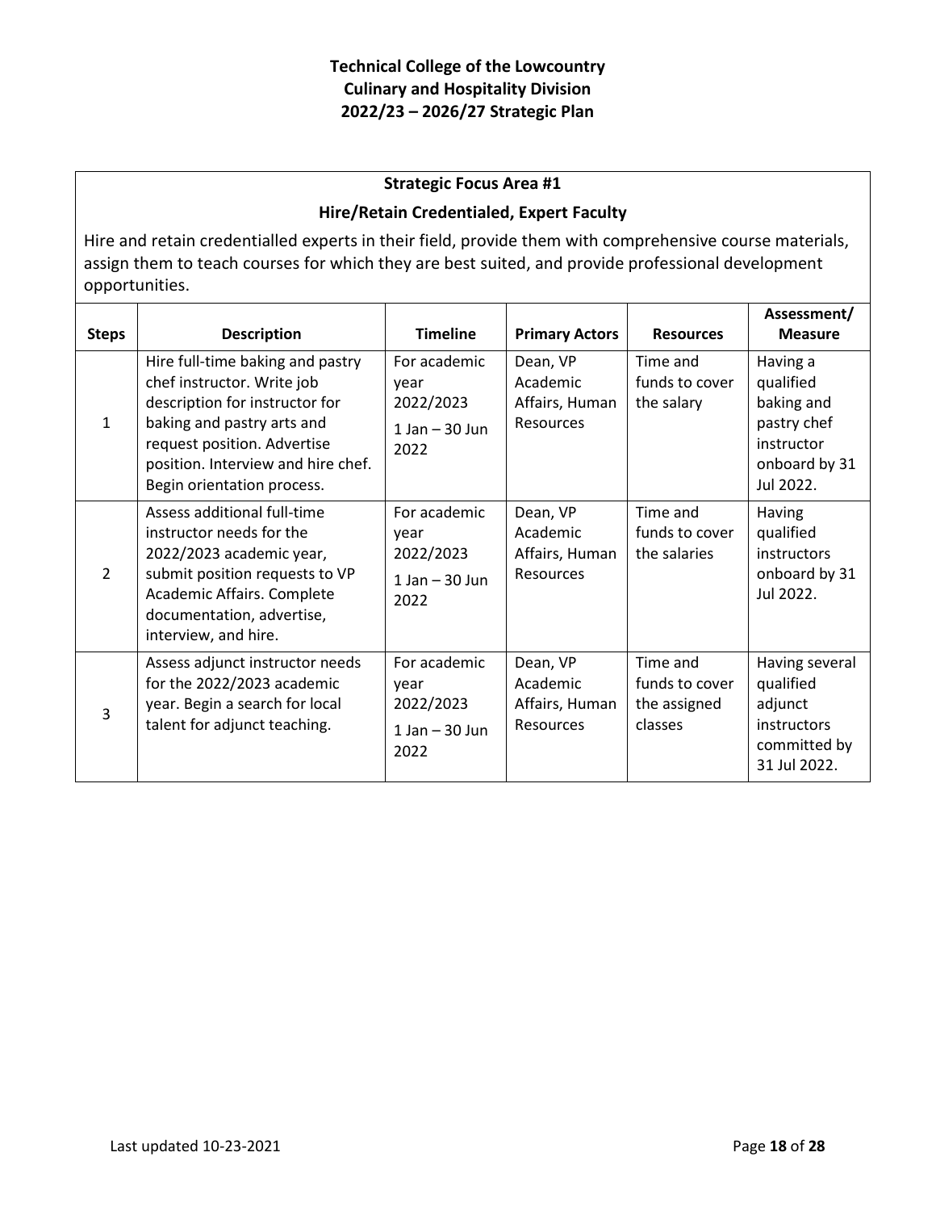**Technical College of the Lowcountry**
**Culinary and Hospitality Division**
**2022/23 – 2026/27 Strategic Plan**

## Strategic Focus Area #1

### Hire/Retain Credentialed, Expert Faculty

Hire and retain credentialled experts in their field, provide them with comprehensive course materials, assign them to teach courses for which they are best suited, and provide professional development opportunities.

| Steps | Description | Timeline | Primary Actors | Resources | Assessment/ Measure |
|---|---|---|---|---|---|
| 1 | Hire full-time baking and pastry chef instructor. Write job description for instructor for baking and pastry arts and request position. Advertise position. Interview and hire chef. Begin orientation process. | For academic year 2022/2023<br>1 Jan – 30 Jun 2022 | Dean, VP Academic Affairs, Human Resources | Time and funds to cover the salary | Having a qualified baking and pastry chef instructor onboard by 31 Jul 2022. |
| 2 | Assess additional full-time instructor needs for the 2022/2023 academic year, submit position requests to VP Academic Affairs. Complete documentation, advertise, interview, and hire. | For academic year 2022/2023<br>1 Jan – 30 Jun 2022 | Dean, VP Academic Affairs, Human Resources | Time and funds to cover the salaries | Having qualified instructors onboard by 31 Jul 2022. |
| 3 | Assess adjunct instructor needs for the 2022/2023 academic year. Begin a search for local talent for adjunct teaching. | For academic year 2022/2023<br>1 Jan – 30 Jun 2022 | Dean, VP Academic Affairs, Human Resources | Time and funds to cover the assigned classes | Having several qualified adjunct instructors committed by 31 Jul 2022. |

Last updated 10-23-2021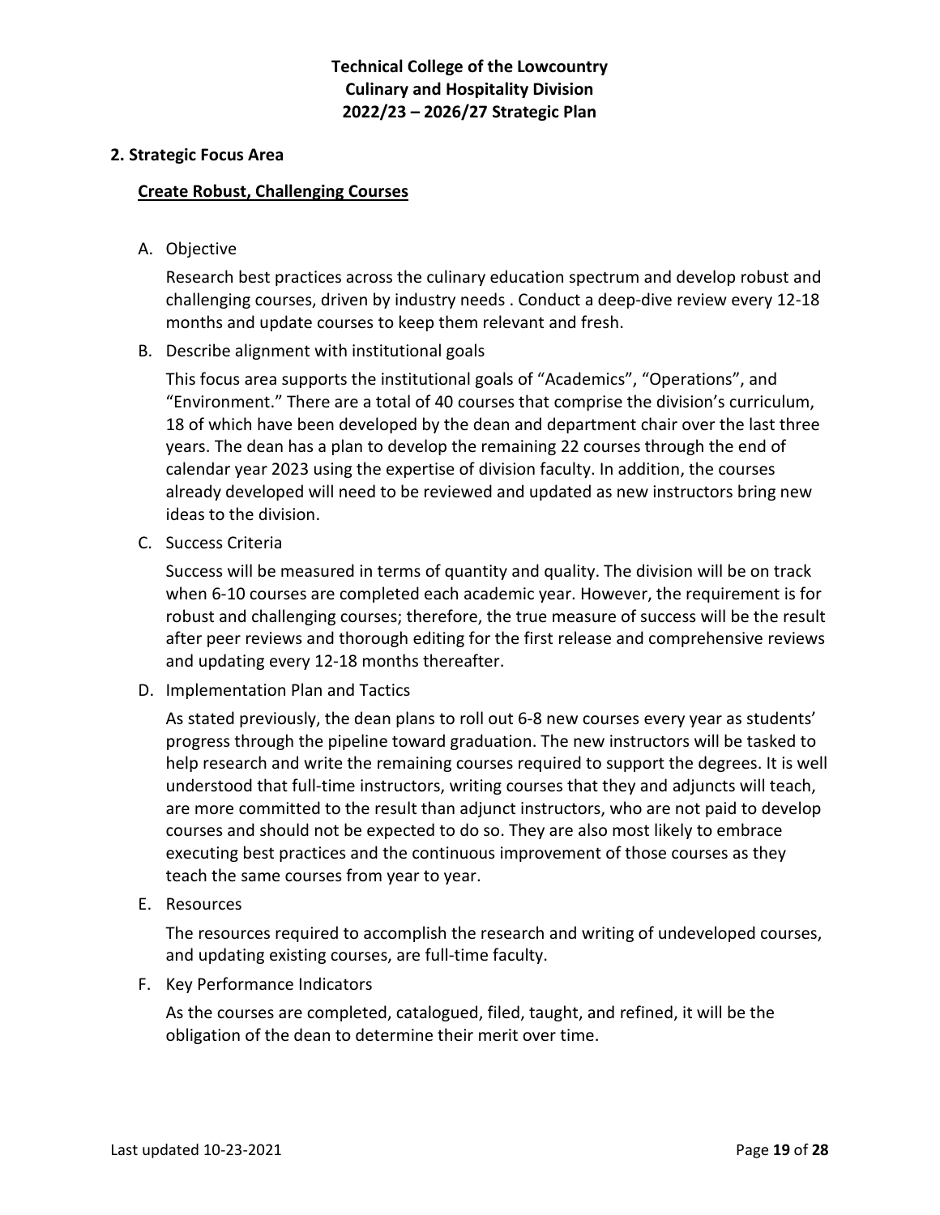**Technical College of the Lowcountry**
**Culinary and Hospitality Division**
**2022/23 – 2026/27 Strategic Plan**

## 2. Strategic Focus Area

### <u>Create Robust, Challenging Courses</u>

A. Objective

Research best practices across the culinary education spectrum and develop robust and challenging courses, driven by industry needs . Conduct a deep-dive review every 12-18 months and update courses to keep them relevant and fresh.

B. Describe alignment with institutional goals

This focus area supports the institutional goals of "Academics", "Operations", and "Environment." There are a total of 40 courses that comprise the division's curriculum, 18 of which have been developed by the dean and department chair over the last three years. The dean has a plan to develop the remaining 22 courses through the end of calendar year 2023 using the expertise of division faculty. In addition, the courses already developed will need to be reviewed and updated as new instructors bring new ideas to the division.

C. Success Criteria

Success will be measured in terms of quantity and quality. The division will be on track when 6-10 courses are completed each academic year. However, the requirement is for robust and challenging courses; therefore, the true measure of success will be the result after peer reviews and thorough editing for the first release and comprehensive reviews and updating every 12-18 months thereafter.

D. Implementation Plan and Tactics

As stated previously, the dean plans to roll out 6-8 new courses every year as students' progress through the pipeline toward graduation. The new instructors will be tasked to help research and write the remaining courses required to support the degrees. It is well understood that full-time instructors, writing courses that they and adjuncts will teach, are more committed to the result than adjunct instructors, who are not paid to develop courses and should not be expected to do so. They are also most likely to embrace executing best practices and the continuous improvement of those courses as they teach the same courses from year to year.

E. Resources

The resources required to accomplish the research and writing of undeveloped courses, and updating existing courses, are full-time faculty.

F. Key Performance Indicators

As the courses are completed, catalogued, filed, taught, and refined, it will be the obligation of the dean to determine their merit over time.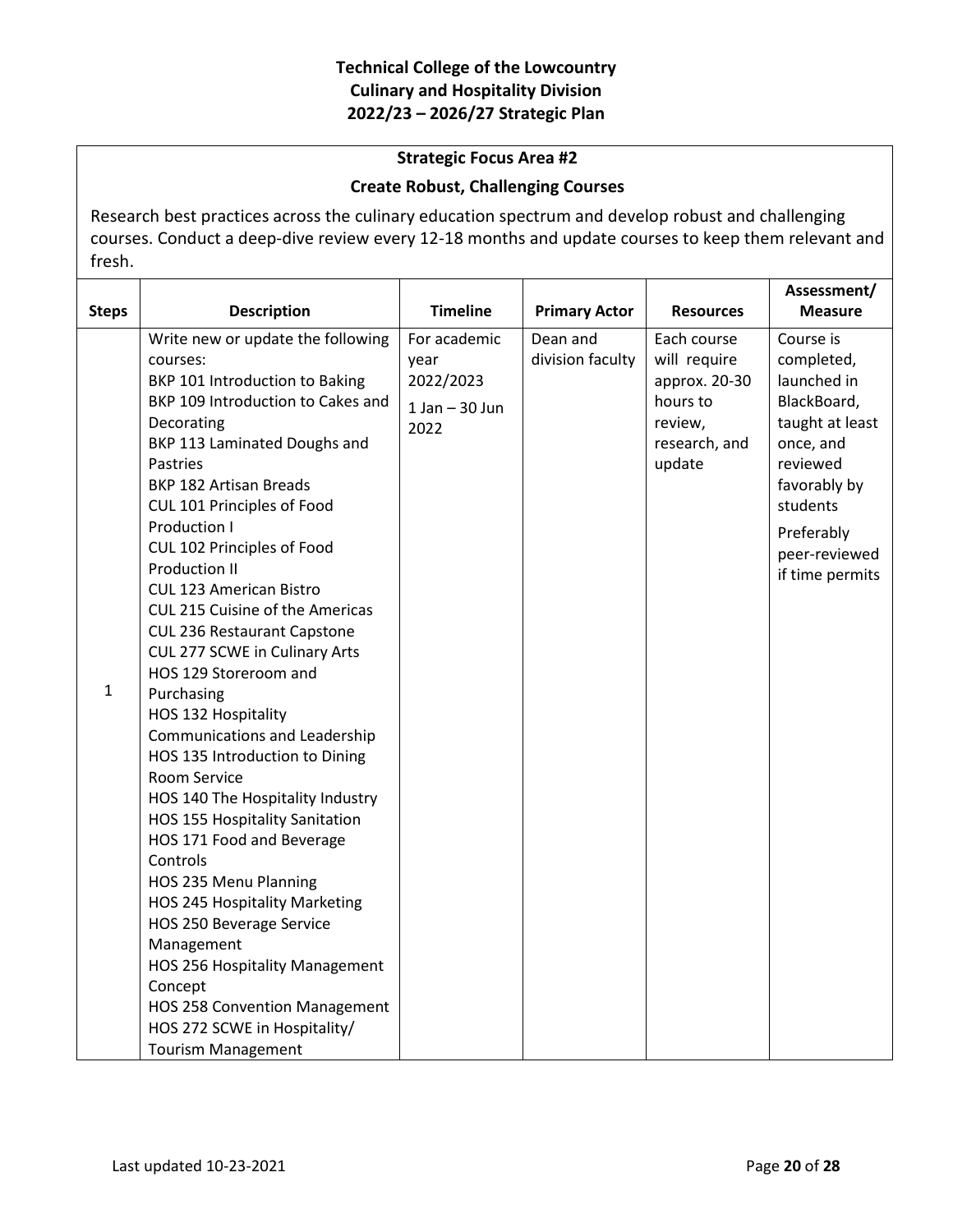**Technical College of the Lowcountry**
**Culinary and Hospitality Division**
**2022/23 – 2026/27 Strategic Plan**

## Strategic Focus Area #2

## Create Robust, Challenging Courses

Research best practices across the culinary education spectrum and develop robust and challenging courses. Conduct a deep-dive review every 12-18 months and update courses to keep them relevant and fresh.

| Steps | Description | Timeline | Primary Actor | Resources | Assessment/ Measure |
|---|---|---|---|---|---|
| 1 | Write new or update the following courses:<br>BKP 101 Introduction to Baking<br>BKP 109 Introduction to Cakes and Decorating<br>BKP 113 Laminated Doughs and Pastries<br>BKP 182 Artisan Breads<br>CUL 101 Principles of Food Production I<br>CUL 102 Principles of Food Production II<br>CUL 123 American Bistro<br>CUL 215 Cuisine of the Americas<br>CUL 236 Restaurant Capstone<br>CUL 277 SCWE in Culinary Arts<br>HOS 129 Storeroom and Purchasing<br>HOS 132 Hospitality Communications and Leadership<br>HOS 135 Introduction to Dining Room Service<br>HOS 140 The Hospitality Industry<br>HOS 155 Hospitality Sanitation<br>HOS 171 Food and Beverage Controls<br>HOS 235 Menu Planning<br>HOS 245 Hospitality Marketing<br>HOS 250 Beverage Service Management<br>HOS 256 Hospitality Management Concept<br>HOS 258 Convention Management<br>HOS 272 SCWE in Hospitality/ Tourism Management | For academic year 2022/2023<br>1 Jan – 30 Jun 2022 | Dean and division faculty | Each course will require approx. 20-30 hours to review, research, and update | Course is completed, launched in BlackBoard, taught at least once, and reviewed favorably by students<br>Preferably peer-reviewed if time permits |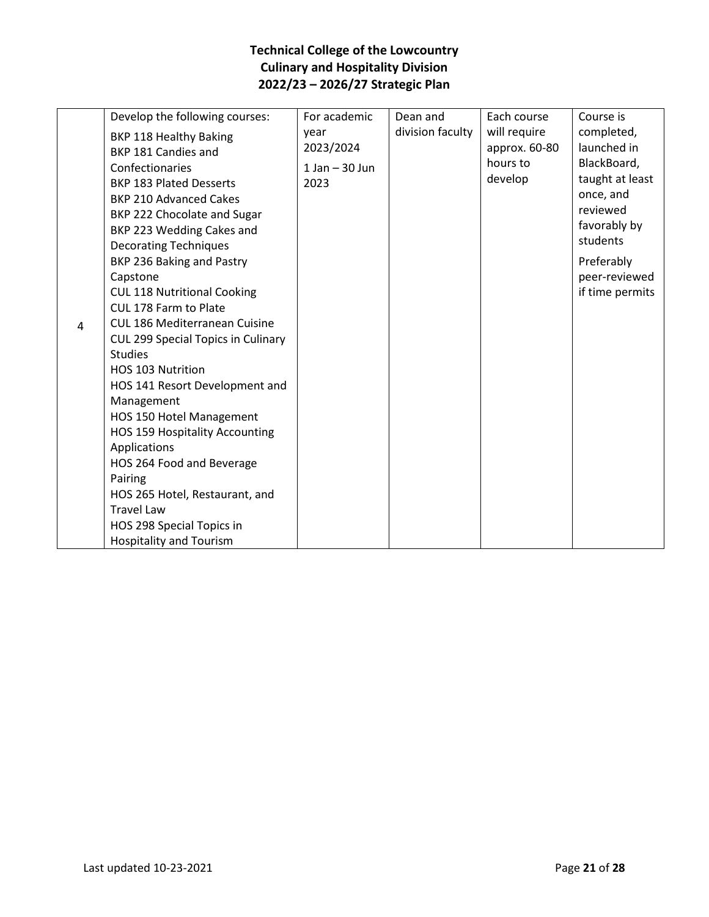**Technical College of the Lowcountry**
**Culinary and Hospitality Division**
**2022/23 – 2026/27 Strategic Plan**

| | | | | | |
|---|---|---|---|---|---|
| 4 | Develop the following courses:<br><br>BKP 118 Healthy Baking<br>BKP 181 Candies and Confectionaries<br>BKP 183 Plated Desserts<br>BKP 210 Advanced Cakes<br>BKP 222 Chocolate and Sugar<br>BKP 223 Wedding Cakes and Decorating Techniques<br>BKP 236 Baking and Pastry Capstone<br>CUL 118 Nutritional Cooking<br>CUL 178 Farm to Plate<br>CUL 186 Mediterranean Cuisine<br>CUL 299 Special Topics in Culinary Studies<br>HOS 103 Nutrition<br>HOS 141 Resort Development and Management<br>HOS 150 Hotel Management<br>HOS 159 Hospitality Accounting Applications<br>HOS 264 Food and Beverage Pairing<br>HOS 265 Hotel, Restaurant, and Travel Law<br>HOS 298 Special Topics in Hospitality and Tourism | For academic year 2023/2024<br><br>1 Jan – 30 Jun 2023 | Dean and division faculty | Each course will require approx. 60-80 hours to develop | Course is completed, launched in BlackBoard, taught at least once, and reviewed favorably by students<br><br>Preferably peer-reviewed if time permits |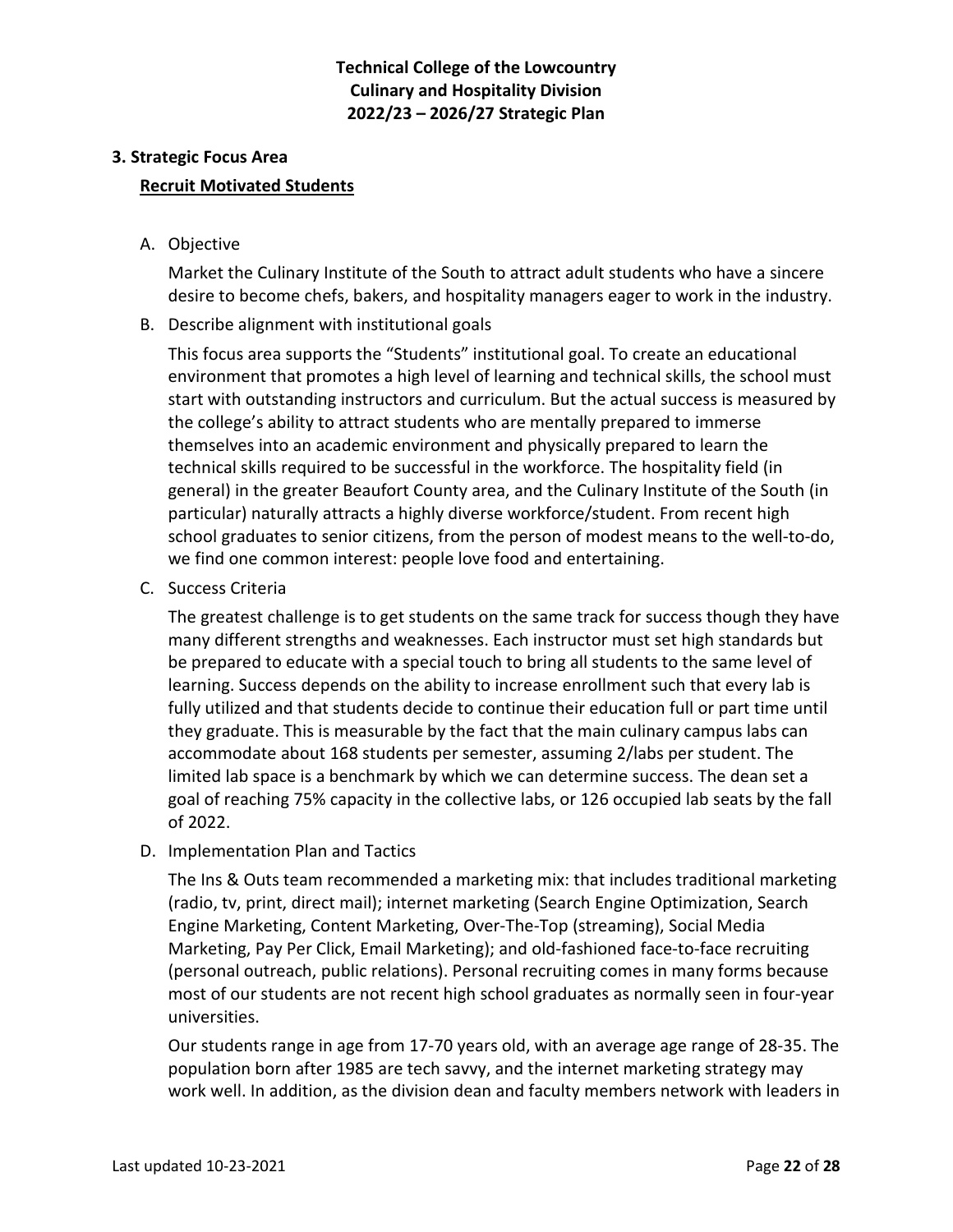### 3. Strategic Focus Area

**<u>Recruit Motivated Students</u>**

A. Objective

Market the Culinary Institute of the South to attract adult students who have a sincere desire to become chefs, bakers, and hospitality managers eager to work in the industry.

B. Describe alignment with institutional goals

This focus area supports the "Students" institutional goal. To create an educational environment that promotes a high level of learning and technical skills, the school must start with outstanding instructors and curriculum. But the actual success is measured by the college's ability to attract students who are mentally prepared to immerse themselves into an academic environment and physically prepared to learn the technical skills required to be successful in the workforce. The hospitality field (in general) in the greater Beaufort County area, and the Culinary Institute of the South (in particular) naturally attracts a highly diverse workforce/student. From recent high school graduates to senior citizens, from the person of modest means to the well-to-do, we find one common interest: people love food and entertaining.

C. Success Criteria

The greatest challenge is to get students on the same track for success though they have many different strengths and weaknesses. Each instructor must set high standards but be prepared to educate with a special touch to bring all students to the same level of learning. Success depends on the ability to increase enrollment such that every lab is fully utilized and that students decide to continue their education full or part time until they graduate. This is measurable by the fact that the main culinary campus labs can accommodate about 168 students per semester, assuming 2/labs per student. The limited lab space is a benchmark by which we can determine success. The dean set a goal of reaching 75% capacity in the collective labs, or 126 occupied lab seats by the fall of 2022.

D. Implementation Plan and Tactics

The Ins & Outs team recommended a marketing mix: that includes traditional marketing (radio, tv, print, direct mail); internet marketing (Search Engine Optimization, Search Engine Marketing, Content Marketing, Over-The-Top (streaming), Social Media Marketing, Pay Per Click, Email Marketing); and old-fashioned face-to-face recruiting (personal outreach, public relations). Personal recruiting comes in many forms because most of our students are not recent high school graduates as normally seen in four-year universities.

Our students range in age from 17-70 years old, with an average age range of 28-35. The population born after 1985 are tech savvy, and the internet marketing strategy may work well. In addition, as the division dean and faculty members network with leaders in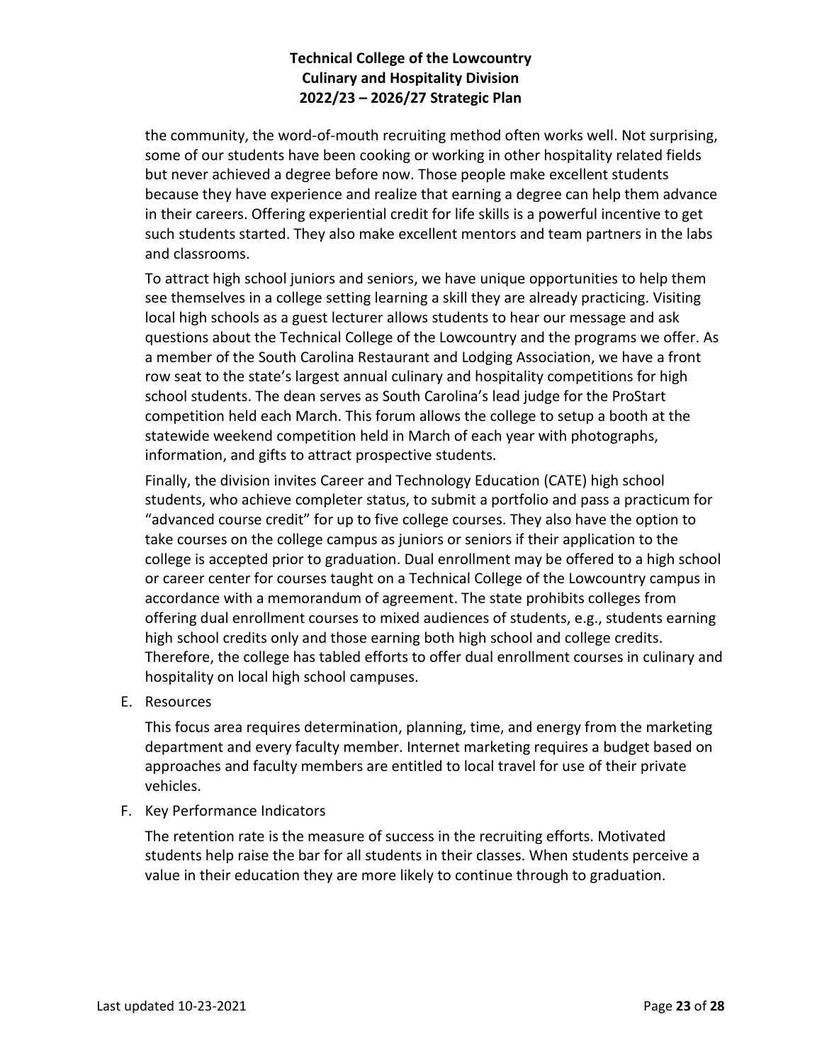the community, the word-of-mouth recruiting method often works well. Not surprising, some of our students have been cooking or working in other hospitality related fields but never achieved a degree before now. Those people make excellent students because they have experience and realize that earning a degree can help them advance in their careers. Offering experiential credit for life skills is a powerful incentive to get such students started. They also make excellent mentors and team partners in the labs and classrooms.

To attract high school juniors and seniors, we have unique opportunities to help them see themselves in a college setting learning a skill they are already practicing. Visiting local high schools as a guest lecturer allows students to hear our message and ask questions about the Technical College of the Lowcountry and the programs we offer. As a member of the South Carolina Restaurant and Lodging Association, we have a front row seat to the state's largest annual culinary and hospitality competitions for high school students. The dean serves as South Carolina's lead judge for the ProStart competition held each March. This forum allows the college to setup a booth at the statewide weekend competition held in March of each year with photographs, information, and gifts to attract prospective students.

Finally, the division invites Career and Technology Education (CATE) high school students, who achieve completer status, to submit a portfolio and pass a practicum for "advanced course credit" for up to five college courses. They also have the option to take courses on the college campus as juniors or seniors if their application to the college is accepted prior to graduation. Dual enrollment may be offered to a high school or career center for courses taught on a Technical College of the Lowcountry campus in accordance with a memorandum of agreement. The state prohibits colleges from offering dual enrollment courses to mixed audiences of students, e.g., students earning high school credits only and those earning both high school and college credits. Therefore, the college has tabled efforts to offer dual enrollment courses in culinary and hospitality on local high school campuses.

E. Resources

This focus area requires determination, planning, time, and energy from the marketing department and every faculty member. Internet marketing requires a budget based on approaches and faculty members are entitled to local travel for use of their private vehicles.

F. Key Performance Indicators

The retention rate is the measure of success in the recruiting efforts. Motivated students help raise the bar for all students in their classes. When students perceive a value in their education they are more likely to continue through to graduation.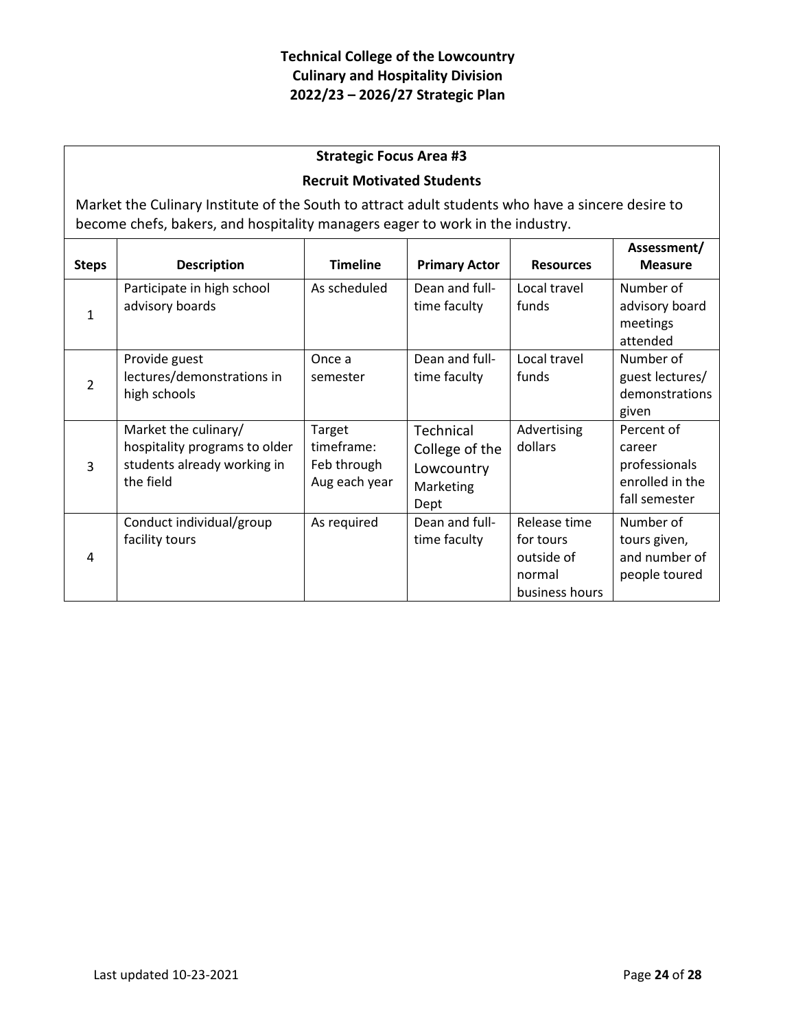**Technical College of the Lowcountry**
**Culinary and Hospitality Division**
**2022/23 – 2026/27 Strategic Plan**

**Strategic Focus Area #3**

**Recruit Motivated Students**

Market the Culinary Institute of the South to attract adult students who have a sincere desire to become chefs, bakers, and hospitality managers eager to work in the industry.

| Steps | Description | Timeline | Primary Actor | Resources | Assessment/ Measure |
|---|---|---|---|---|---|
| 1 | Participate in high school advisory boards | As scheduled | Dean and full-time faculty | Local travel funds | Number of advisory board meetings attended |
| 2 | Provide guest lectures/demonstrations in high schools | Once a semester | Dean and full-time faculty | Local travel funds | Number of guest lectures/ demonstrations given |
| 3 | Market the culinary/ hospitality programs to older students already working in the field | Target timeframe: Feb through Aug each year | Technical College of the Lowcountry Marketing Dept | Advertising dollars | Percent of career professionals enrolled in the fall semester |
| 4 | Conduct individual/group facility tours | As required | Dean and full-time faculty | Release time for tours outside of normal business hours | Number of tours given, and number of people toured |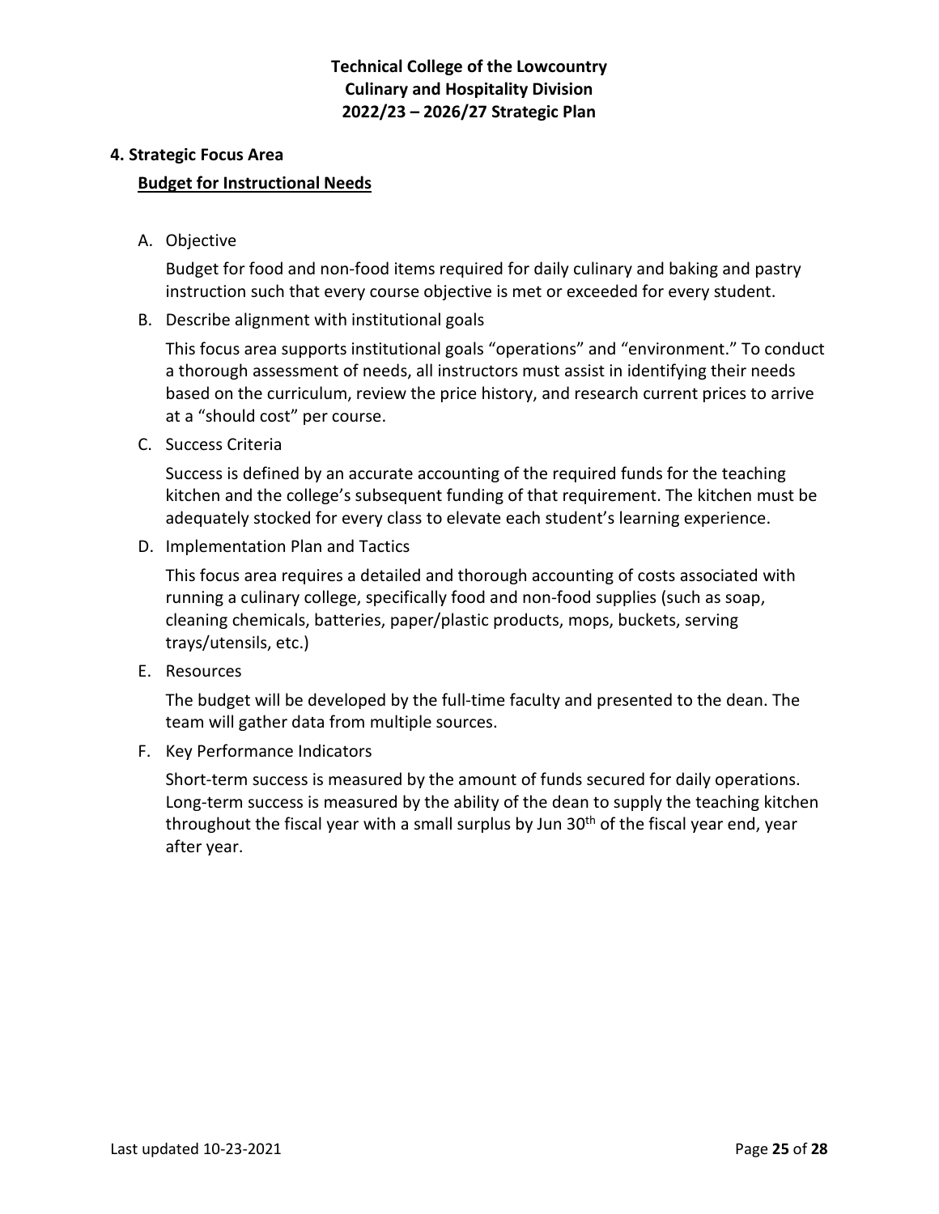## 4. Strategic Focus Area

### Budget for Instructional Needs

A. Objective

Budget for food and non-food items required for daily culinary and baking and pastry instruction such that every course objective is met or exceeded for every student.

B. Describe alignment with institutional goals

This focus area supports institutional goals "operations" and "environment." To conduct a thorough assessment of needs, all instructors must assist in identifying their needs based on the curriculum, review the price history, and research current prices to arrive at a "should cost" per course.

C. Success Criteria

Success is defined by an accurate accounting of the required funds for the teaching kitchen and the college's subsequent funding of that requirement. The kitchen must be adequately stocked for every class to elevate each student's learning experience.

D. Implementation Plan and Tactics

This focus area requires a detailed and thorough accounting of costs associated with running a culinary college, specifically food and non-food supplies (such as soap, cleaning chemicals, batteries, paper/plastic products, mops, buckets, serving trays/utensils, etc.)

E. Resources

The budget will be developed by the full-time faculty and presented to the dean. The team will gather data from multiple sources.

F. Key Performance Indicators

Short-term success is measured by the amount of funds secured for daily operations. Long-term success is measured by the ability of the dean to supply the teaching kitchen throughout the fiscal year with a small surplus by Jun 30th of the fiscal year end, year after year.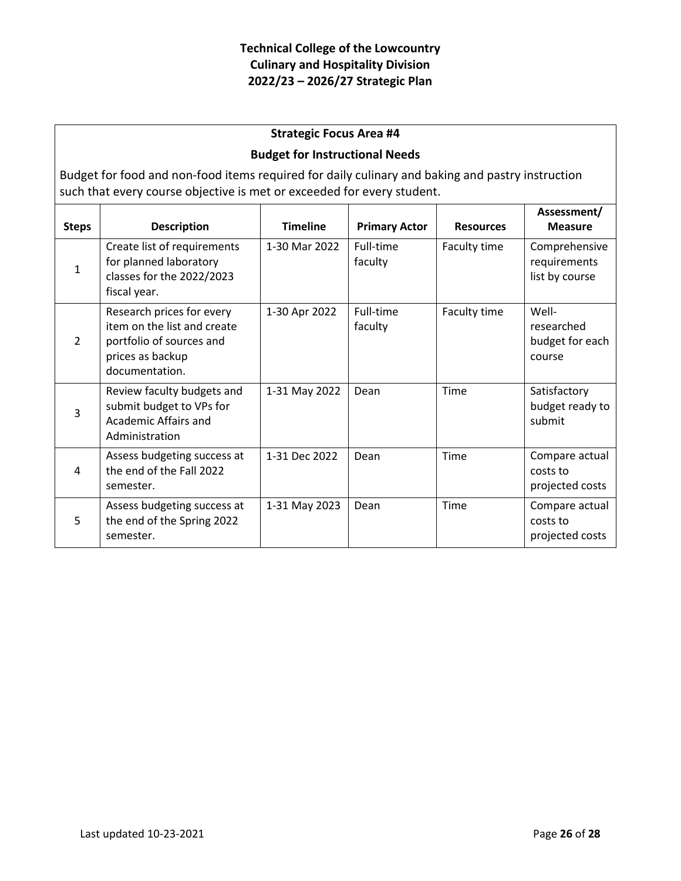# Technical College of the Lowcountry
## Culinary and Hospitality Division
## 2022/23 – 2026/27 Strategic Plan

### Strategic Focus Area #4

### Budget for Instructional Needs

Budget for food and non-food items required for daily culinary and baking and pastry instruction such that every course objective is met or exceeded for every student.

| Steps | Description | Timeline | Primary Actor | Resources | Assessment/ Measure |
|---|---|---|---|---|---|
| 1 | Create list of requirements for planned laboratory classes for the 2022/2023 fiscal year. | 1-30 Mar 2022 | Full-time faculty | Faculty time | Comprehensive requirements list by course |
| 2 | Research prices for every item on the list and create portfolio of sources and prices as backup documentation. | 1-30 Apr 2022 | Full-time faculty | Faculty time | Well-researched budget for each course |
| 3 | Review faculty budgets and submit budget to VPs for Academic Affairs and Administration | 1-31 May 2022 | Dean | Time | Satisfactory budget ready to submit |
| 4 | Assess budgeting success at the end of the Fall 2022 semester. | 1-31 Dec 2022 | Dean | Time | Compare actual costs to projected costs |
| 5 | Assess budgeting success at the end of the Spring 2022 semester. | 1-31 May 2023 | Dean | Time | Compare actual costs to projected costs |

Last updated 10-23-2021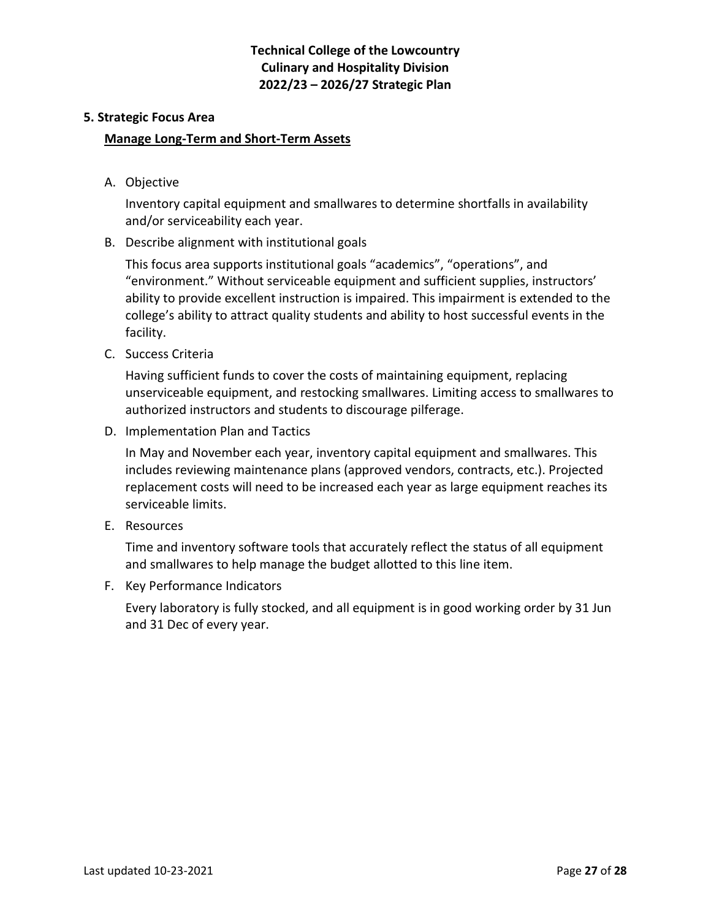## 5. Strategic Focus Area

### Manage Long-Term and Short-Term Assets

A. Objective

Inventory capital equipment and smallwares to determine shortfalls in availability and/or serviceability each year.

B. Describe alignment with institutional goals

This focus area supports institutional goals "academics", "operations", and "environment." Without serviceable equipment and sufficient supplies, instructors' ability to provide excellent instruction is impaired. This impairment is extended to the college's ability to attract quality students and ability to host successful events in the facility.

C. Success Criteria

Having sufficient funds to cover the costs of maintaining equipment, replacing unserviceable equipment, and restocking smallwares. Limiting access to smallwares to authorized instructors and students to discourage pilferage.

D. Implementation Plan and Tactics

In May and November each year, inventory capital equipment and smallwares. This includes reviewing maintenance plans (approved vendors, contracts, etc.). Projected replacement costs will need to be increased each year as large equipment reaches its serviceable limits.

E. Resources

Time and inventory software tools that accurately reflect the status of all equipment and smallwares to help manage the budget allotted to this line item.

F. Key Performance Indicators

Every laboratory is fully stocked, and all equipment is in good working order by 31 Jun and 31 Dec of every year.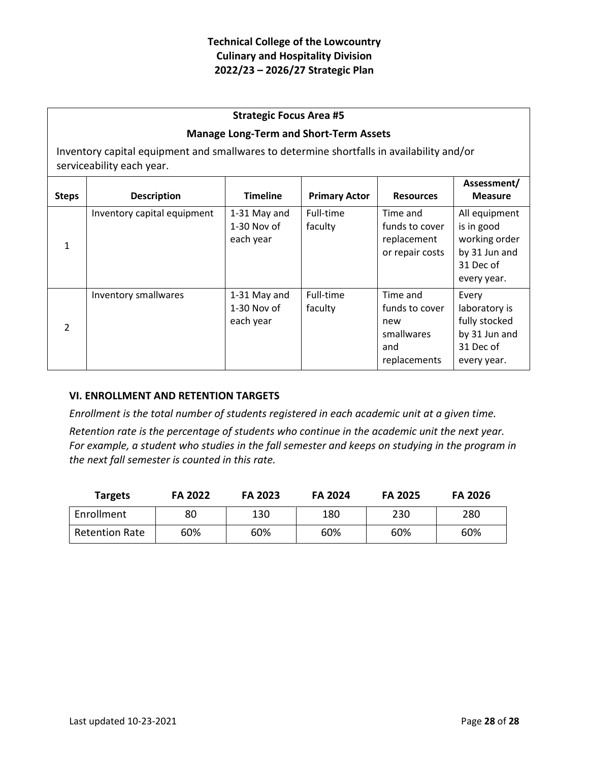# Technical College of the Lowcountry
# Culinary and Hospitality Division
# 2022/23 – 2026/27 Strategic Plan

## Strategic Focus Area #5

### Manage Long-Term and Short-Term Assets

Inventory capital equipment and smallwares to determine shortfalls in availability and/or serviceability each year.

| Steps | Description | Timeline | Primary Actor | Resources | Assessment/ Measure |
|---|---|---|---|---|---|
| 1 | Inventory capital equipment | 1-31 May and 1-30 Nov of each year | Full-time faculty | Time and funds to cover replacement or repair costs | All equipment is in good working order by 31 Jun and 31 Dec of every year. |
| 2 | Inventory smallwares | 1-31 May and 1-30 Nov of each year | Full-time faculty | Time and funds to cover new smallwares and replacements | Every laboratory is fully stocked by 31 Jun and 31 Dec of every year. |

## VI. ENROLLMENT AND RETENTION TARGETS

*Enrollment is the total number of students registered in each academic unit at a given time.*

*Retention rate is the percentage of students who continue in the academic unit the next year. For example, a student who studies in the fall semester and keeps on studying in the program in the next fall semester is counted in this rate.*

| Targets | FA 2022 | FA 2023 | FA 2024 | FA 2025 | FA 2026 |
|---|---|---|---|---|---|
| Enrollment | 80 | 130 | 180 | 230 | 280 |
| Retention Rate | 60% | 60% | 60% | 60% | 60% |

Last updated 10-23-2021